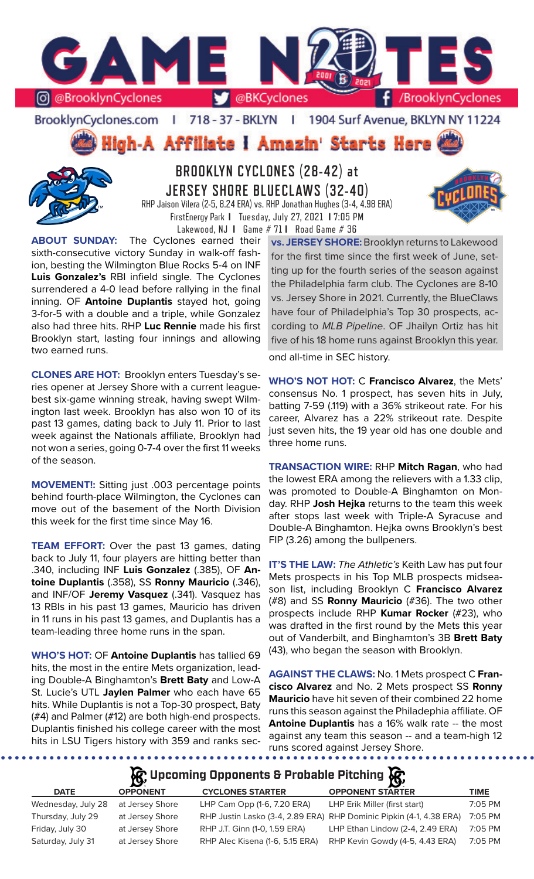# GAME NOTES

@BrooklynCyclones | @BKCyclones | /BrooklynCyclones

BrooklynCyclones.com | 718 - 37 - BKLYN | 1904 Surf Avenue, BKLYN NY 11224

## High-A Affiliate I Amazin' Starts Here

## BROOKLYN CYCLONES (28-42) at JERSEY SHORE BLUECLAWS (32-40)

RHP Jaison Vilera (2-5, 8.24 ERA) vs. RHP Jonathan Hughes (3-4, 4.98 ERA)
FirstEnergy Park I Tuesday, July 27, 2021 I 7:05 PM
Lakewood, NJ I Game # 71 I Road Game # 36

**ABOUT SUNDAY:** The Cyclones earned their sixth-consecutive victory Sunday in walk-off fashion, besting the Wilmington Blue Rocks 5-4 on INF **Luis Gonzalez's** RBI infield single. The Cyclones surrendered a 4-0 lead before rallying in the final inning. OF **Antoine Duplantis** stayed hot, going 3-for-5 with a double and a triple, while Gonzalez also had three hits. RHP **Luc Rennie** made his first Brooklyn start, lasting four innings and allowing two earned runs.

**CLONES ARE HOT:** Brooklyn enters Tuesday's series opener at Jersey Shore with a current league-best six-game winning streak, having swept Wilmington last week. Brooklyn has also won 10 of its past 13 games, dating back to July 11. Prior to last week against the Nationals affiliate, Brooklyn had not won a series, going 0-7-4 over the first 11 weeks of the season.

**MOVEMENT!:** Sitting just .003 percentage points behind fourth-place Wilmington, the Cyclones can move out of the basement of the North Division this week for the first time since May 16.

**TEAM EFFORT:** Over the past 13 games, dating back to July 11, four players are hitting better than .340, including INF **Luis Gonzalez** (.385), OF **Antoine Duplantis** (.358), SS **Ronny Mauricio** (.346), and INF/OF **Jeremy Vasquez** (.341). Vasquez has 13 RBIs in his past 13 games, Mauricio has driven in 11 runs in his past 13 games, and Duplantis has a team-leading three home runs in the span.

**WHO'S HOT:** OF **Antoine Duplantis** has tallied 69 hits, the most in the entire Mets organization, leading Double-A Binghamton's **Brett Baty** and Low-A St. Lucie's UTL **Jaylen Palmer** who each have 65 hits. While Duplantis is not a Top-30 prospect, Baty (#4) and Palmer (#12) are both high-end prospects. Duplantis finished his college career with the most hits in LSU Tigers history with 359 and ranks second all-time in SEC history.

**vs. JERSEY SHORE:** Brooklyn returns to Lakewood for the first time since the first week of June, setting up for the fourth series of the season against the Philadelphia farm club. The Cyclones are 8-10 vs. Jersey Shore in 2021. Currently, the BlueClaws have four of Philadelphia's Top 30 prospects, according to *MLB Pipeline*. OF Jhailyn Ortiz has hit five of his 18 home runs against Brooklyn this year.

**WHO'S NOT HOT:** C **Francisco Alvarez**, the Mets' consensus No. 1 prospect, has seven hits in July, batting 7-59 (.119) with a 36% strikeout rate. For his career, Alvarez has a 22% strikeout rate. Despite just seven hits, the 19 year old has one double and three home runs.

**TRANSACTION WIRE:** RHP **Mitch Ragan**, who had the lowest ERA among the relievers with a 1.33 clip, was promoted to Double-A Binghamton on Monday. RHP **Josh Hejka** returns to the team this week after stops last week with Triple-A Syracuse and Double-A Binghamton. Hejka owns Brooklyn's best FIP (3.26) among the bullpeners.

**IT'S THE LAW:** *The Athletic's* Keith Law has put four Mets prospects in his Top MLB prospects midseason list, including Brooklyn C **Francisco Alvarez** (#8) and SS **Ronny Mauricio** (#36). The two other prospects include RHP **Kumar Rocker** (#23), who was drafted in the first round by the Mets this year out of Vanderbilt, and Binghamton's 3B **Brett Baty** (43), who began the season with Brooklyn.

**AGAINST THE CLAWS:** No. 1 Mets prospect C **Francisco Alvarez** and No. 2 Mets prospect SS **Ronny Mauricio** have hit seven of their combined 22 home runs this season against the Philadelphia affiliate. OF **Antoine Duplantis** has a 16% walk rate -- the most against any team this season -- and a team-high 12 runs scored against Jersey Shore.

### Upcoming Opponents & Probable Pitching

| DATE | OPPONENT | CYCLONES STARTER | OPPONENT STARTER | TIME |
|---|---|---|---|---|
| Wednesday, July 28 | at Jersey Shore | LHP Cam Opp (1-6, 7.20 ERA) | LHP Erik Miller (first start) | 7:05 PM |
| Thursday, July 29 | at Jersey Shore | RHP Justin Lasko (3-4, 2.89 ERA) | RHP Dominic Pipkin (4-1, 4.38 ERA) | 7:05 PM |
| Friday, July 30 | at Jersey Shore | RHP J.T. Ginn (1-0, 1.59 ERA) | LHP Ethan Lindow (2-4, 2.49 ERA) | 7:05 PM |
| Saturday, July 31 | at Jersey Shore | RHP Alec Kisena (1-6, 5.15 ERA) | RHP Kevin Gowdy (4-5, 4.43 ERA) | 7:05 PM |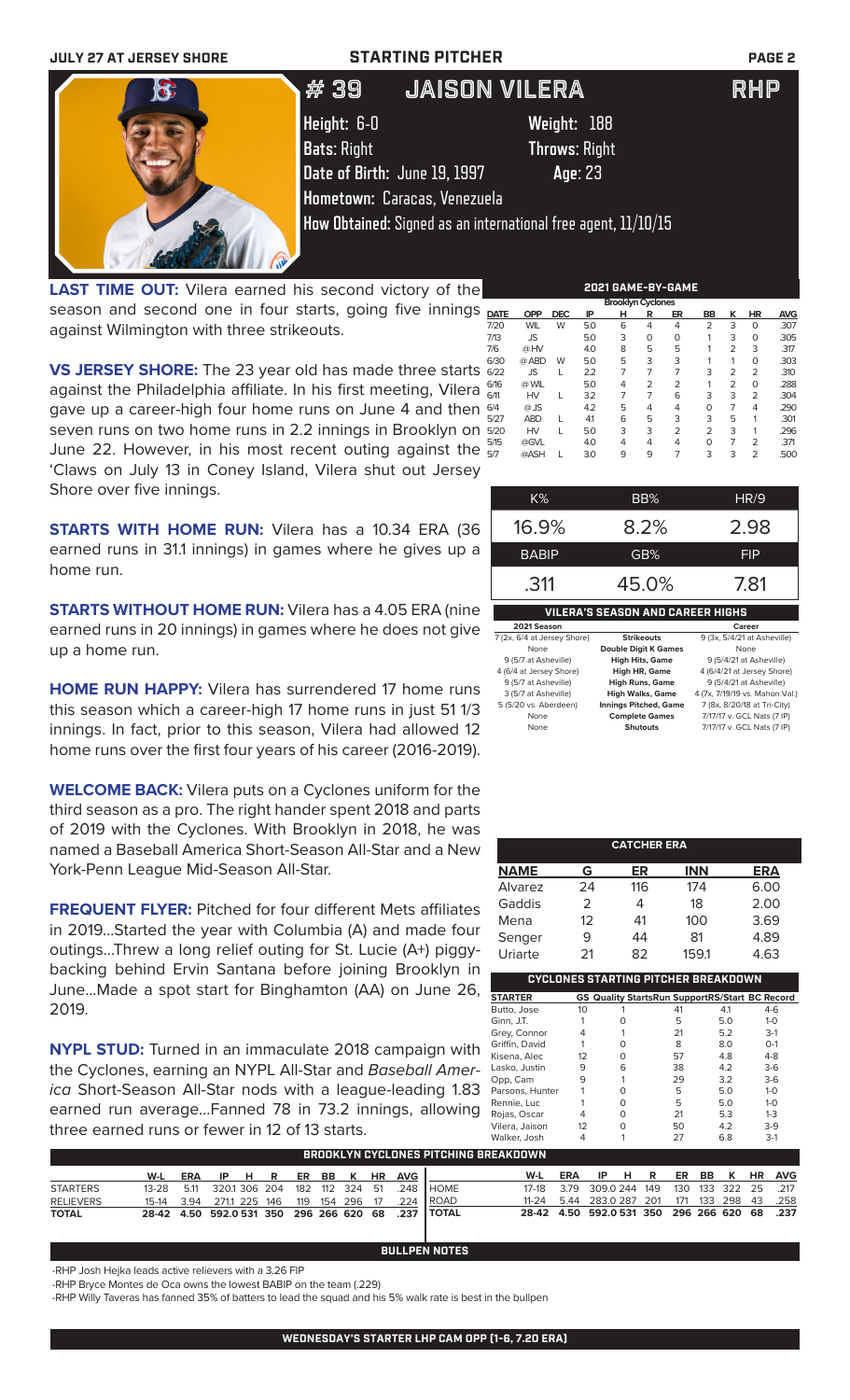JULY 27 AT JERSEY SHORE

STARTING PITCHER

# # 39 JAISON VILERA RHP

**Height:** 6-0 **Weight:** 188

**Bats:** Right **Throws:** Right

**Date of Birth:** June 19, 1997 **Age:** 23

**Hometown:** Caracas, Venezuela

**How Obtained:** Signed as an international free agent, 11/10/15

**LAST TIME OUT:** Vilera earned his second victory of the season and second one in four starts, going five innings against Wilmington with three strikeouts.

**VS JERSEY SHORE:** The 23 year old has made three starts against the Philadelphia affiliate. In his first meeting, Vilera gave up a career-high four home runs on June 4 and then seven runs on two home runs in 2.2 innings in Brooklyn on June 22. However, in his most recent outing against the 'Claws on July 13 in Coney Island, Vilera shut out Jersey Shore over five innings.

**STARTS WITH HOME RUN:** Vilera has a 10.34 ERA (36 earned runs in 31.1 innings) in games where he gives up a home run.

**STARTS WITHOUT HOME RUN:** Vilera has a 4.05 ERA (nine earned runs in 20 innings) in games where he does not give up a home run.

**HOME RUN HAPPY:** Vilera has surrendered 17 home runs this season which a career-high 17 home runs in just 51 1/3 innings. In fact, prior to this season, Vilera had allowed 12 home runs over the first four years of his career (2016-2019).

**WELCOME BACK:** Vilera puts on a Cyclones uniform for the third season as a pro. The right hander spent 2018 and parts of 2019 with the Cyclones. With Brooklyn in 2018, he was named a Baseball America Short-Season All-Star and a New York-Penn League Mid-Season All-Star.

**FREQUENT FLYER:** Pitched for four different Mets affiliates in 2019...Started the year with Columbia (A) and made four outings...Threw a long relief outing for St. Lucie (A+) piggybacking behind Ervin Santana before joining Brooklyn in June...Made a spot start for Binghamton (AA) on June 26, 2019.

**NYPL STUD:** Turned in an immaculate 2018 campaign with the Cyclones, earning an NYPL All-Star and *Baseball America* Short-Season All-Star nods with a league-leading 1.83 earned run average...Fanned 78 in 73.2 innings, allowing three earned runs or fewer in 12 of 13 starts.

**2021 GAME-BY-GAME**

| Brooklyn Cyclones | | | | | | | | | | |
|---|---|---|---|---|---|---|---|---|---|---|
| **DATE** | **OPP** | **DEC** | **IP** | **H** | **R** | **ER** | **BB** | **K** | **HR** | **AVG** |
| 7/20 | WIL | W | 5.0 | 6 | 4 | 4 | 2 | 3 | 0 | .307 |
| 7/13 | JS | | 5.0 | 3 | 0 | 0 | 1 | 3 | 0 | .305 |
| 7/6 | @HV | | 4.0 | 8 | 5 | 5 | 1 | 2 | 3 | .317 |
| 6/30 | @ABD | W | 5.0 | 5 | 3 | 3 | 1 | 1 | 0 | .303 |
| 6/22 | JS | L | 2.2 | 7 | 7 | 7 | 3 | 2 | 2 | .310 |
| 6/16 | @WIL | | 5.0 | 4 | 2 | 2 | 1 | 2 | 0 | .288 |
| 6/11 | HV | L | 3.2 | 7 | 7 | 6 | 3 | 3 | 2 | .304 |
| 6/4 | @JS | | 4.2 | 5 | 4 | 4 | 0 | 7 | 4 | .290 |
| 5/27 | ABD | L | 4.1 | 6 | 5 | 3 | 3 | 5 | 1 | .301 |
| 5/20 | HV | L | 5.0 | 3 | 3 | 2 | 2 | 3 | 1 | .296 |
| 5/15 | @GVL | | 4.0 | 4 | 4 | 4 | 0 | 7 | 2 | .371 |
| 5/7 | @ASH | L | 3.0 | 9 | 9 | 7 | 3 | 3 | 2 | .500 |

| K% | BB% | HR/9 |
|---|---|---|
| 16.9% | 8.2% | 2.98 |
| **BABIP** | **GB%** | **FIP** |
| .311 | 45.0% | 7.81 |

**VILERA'S SEASON AND CAREER HIGHS**

| 2021 Season | | Career |
|---|---|---|
| 7 (2x, 6/4 at Jersey Shore) | Strikeouts | 9 (3x, 5/4/21 at Asheville) |
| None | Double Digit K Games | None |
| 9 (5/7 at Asheville) | High Hits, Game | 9 (5/4/21 at Asheville) |
| 4 (6/4 at Jersey Shore) | High HR, Game | 4 (6/4/21 at Jersey Shore) |
| 9 (5/7 at Asheville) | High Runs, Game | 9 (5/4/21 at Asheville) |
| 3 (5/7 at Asheville) | High Walks, Game | 4 (7x, 7/19/19 vs. Mahon Val.) |
| 5 (5/20 vs. Aberdeen) | Innings Pitched, Game | 7 (8x, 8/20/18 at Tri-City) |
| None | Complete Games | 7/17/17 v. GCL Nats (7 IP) |
| None | Shutouts | 7/17/17 v. GCL Nats (7 IP) |

**CATCHER ERA**

| NAME | G | ER | INN | ERA |
|---|---|---|---|---|
| Alvarez | 24 | 116 | 174 | 6.00 |
| Gaddis | 2 | 4 | 18 | 2.00 |
| Mena | 12 | 41 | 100 | 3.69 |
| Senger | 9 | 44 | 81 | 4.89 |
| Uriarte | 21 | 82 | 159.1 | 4.63 |

**CYCLONES STARTING PITCHER BREAKDOWN**

| STARTER | GS | Quality Starts | Run Support | RS/Start | BC Record |
|---|---|---|---|---|---|
| Butto, Jose | 10 | 1 | 41 | 4.1 | 4-6 |
| Ginn, J.T. | 1 | 0 | 5 | 5.0 | 1-0 |
| Grey, Connor | 4 | 1 | 21 | 5.2 | 3-1 |
| Griffin, David | 1 | 0 | 8 | 8.0 | 0-1 |
| Kisena, Alec | 12 | 0 | 57 | 4.8 | 4-8 |
| Lasko, Justin | 9 | 6 | 38 | 4.2 | 3-6 |
| Opp, Cam | 9 | 1 | 29 | 3.2 | 3-6 |
| Parsons, Hunter | 1 | 0 | 5 | 5.0 | 1-0 |
| Rennie, Luc | 1 | 0 | 5 | 5.0 | 1-0 |
| Rojas, Oscar | 4 | 0 | 21 | 5.3 | 1-3 |
| Vilera, Jaison | 12 | 0 | 50 | 4.2 | 3-9 |
| Walker, Josh | 4 | 1 | 27 | 6.8 | 3-1 |

**BROOKLYN CYCLONES PITCHING BREAKDOWN**

| | W-L | ERA | IP | H | R | ER | BB | K | HR | AVG |
|---|---|---|---|---|---|---|---|---|---|---|
| STARTERS | 13-28 | 5.11 | 320.1 | 306 | 204 | 182 | 112 | 324 | 51 | .248 |
| RELIEVERS | 15-14 | 3.94 | 271.1 | 225 | 146 | 119 | 154 | 296 | 17 | .224 |
| TOTAL | 28-42 | 4.50 | 592.0 | 531 | 350 | 296 | 266 | 620 | 68 | .237 |

| | W-L | ERA | IP | H | R | ER | BB | K | HR | AVG |
|---|---|---|---|---|---|---|---|---|---|---|
| HOME | 17-18 | 3.79 | 309.0 | 244 | 149 | 130 | 133 | 322 | 25 | .217 |
| ROAD | 11-24 | 5.44 | 283.0 | 287 | 201 | 171 | 133 | 298 | 43 | .258 |
| TOTAL | 28-42 | 4.50 | 592.0 | 531 | 350 | 296 | 266 | 620 | 68 | .237 |

**BULLPEN NOTES**

-RHP Josh Hejka leads active relievers with a 3.26 FIP

-RHP Bryce Montes de Oca owns the lowest BABIP on the team (.229)

-RHP Willy Taveras has fanned 35% of batters to lead the squad and his 5% walk rate is best in the bullpen

**WEDNESDAY'S STARTER LHP CAM OPP (1-6, 7.20 ERA)**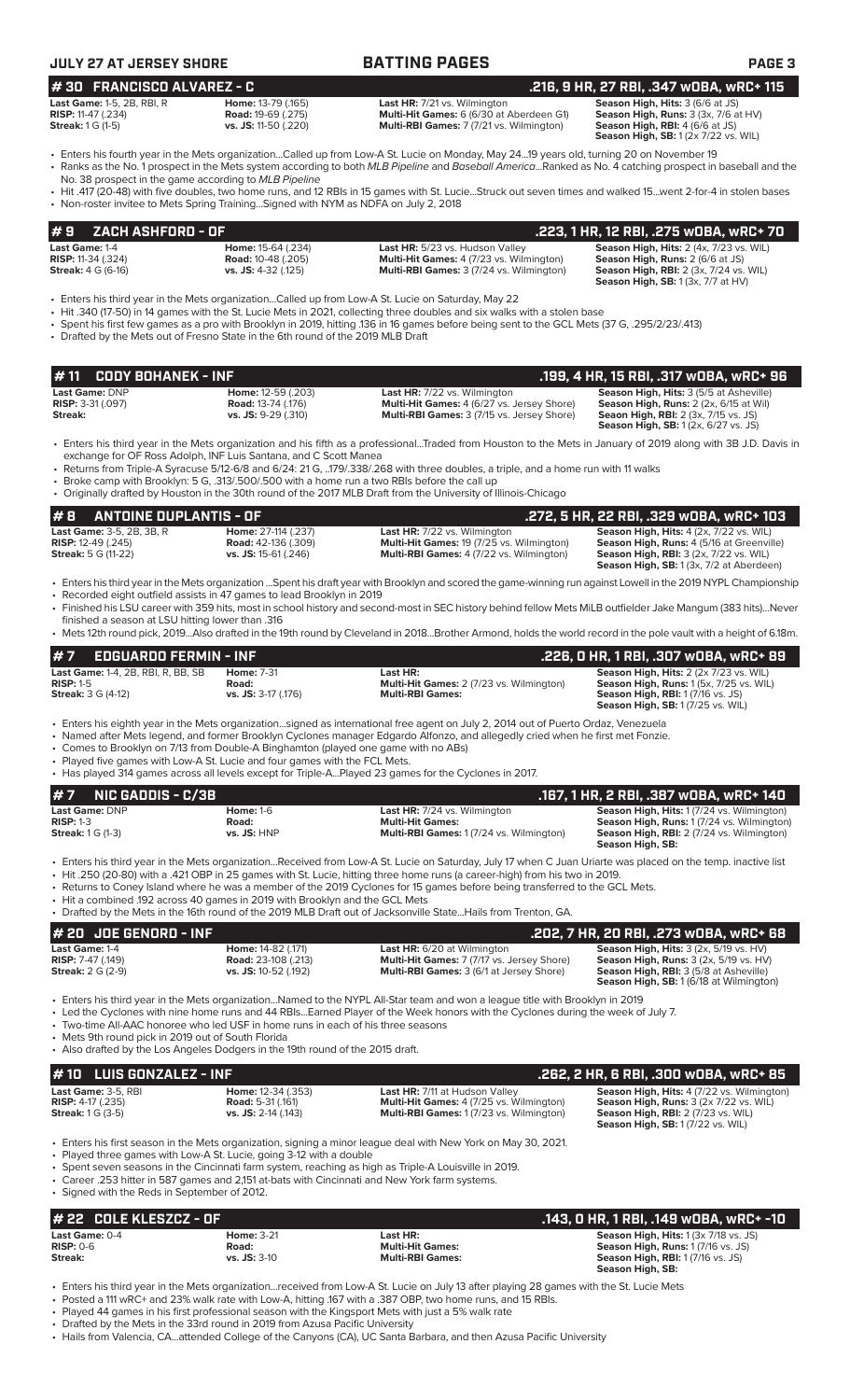## #30 FRANCISCO ALVAREZ - C — .216, 9 HR, 27 RBI, .347 wOBA, wRC+ 115

| | | | |
|---|---|---|---|
| **Last Game:** 1-5, 2B, RBI, R | **Home:** 13-79 (.165) | **Last HR:** 7/21 vs. Wilmington | **Season High, Hits:** 3 (6/6 at JS) |
| **RISP:** 11-47 (.234) | **Road:** 19-69 (.275) | **Multi-Hit Games:** 6 (6/30 at Aberdeen G1) | **Season High, Runs:** 3 (3x, 7/6 at HV) |
| **Streak:** 1 G (1-5) | **vs. JS:** 11-50 (.220) | **Multi-RBI Games:** 7 (7/21 vs. Wilmington) | **Season High, RBI:** 4 (6/6 at JS) |
| | | | **Season High, SB:** 1 (2x 7/22 vs. WIL) |

- Enters his fourth year in the Mets organization...Called up from Low-A St. Lucie on Monday, May 24...19 years old, turning 20 on November 19
- Ranks as the No. 1 prospect in the Mets system according to both *MLB Pipeline* and *Baseball America*...Ranked as No. 4 catching prospect in baseball and the No. 38 prospect in the game according to *MLB Pipeline*
- Hit .417 (20-48) with five doubles, two home runs, and 12 RBIs in 15 games with St. Lucie...Struck out seven times and walked 15...went 2-for-4 in stolen bases
- Non-roster invitee to Mets Spring Training...Signed with NYM as NDFA on July 2, 2018

## #9 ZACH ASHFORD - OF — .223, 1 HR, 12 RBI, .275 wOBA, wRC+ 70

| | | | |
|---|---|---|---|
| **Last Game:** 1-4 | **Home:** 15-64 (.234) | **Last HR:** 5/23 vs. Hudson Valley | **Season High, Hits:** 2 (4x, 7/23 vs. WIL) |
| **RISP:** 11-34 (.324) | **Road:** 10-48 (.205) | **Multi-Hit Games:** 4 (7/23 vs. Wilmington) | **Season High, Runs:** 2 (6/6 at JS) |
| **Streak:** 4 G (6-16) | **vs. JS:** 4-32 (.125) | **Multi-RBI Games:** 3 (7/24 vs. Wilmington) | **Season High, RBI:** 2 (3x, 7/24 vs. WIL) |
| | | | **Season High, SB:** 1 (3x, 7/7 at HV) |

- Enters his third year in the Mets organization...Called up from Low-A St. Lucie on Saturday, May 22
- Hit .340 (17-50) in 14 games with the St. Lucie Mets in 2021, collecting three doubles and six walks with a stolen base
- Spent his first few games as a pro with Brooklyn in 2019, hitting .136 in 16 games before being sent to the GCL Mets (37 G, .295/2/23/.413)
- Drafted by the Mets out of Fresno State in the 6th round of the 2019 MLB Draft

## #11 CODY BOHANEK - INF — .199, 4 HR, 15 RBI, .317 wOBA, wRC+ 96

| | | | |
|---|---|---|---|
| **Last Game:** DNP | **Home:** 12-59 (.203) | **Last HR:** 7/22 vs. Wilmington | **Season High, Hits:** 3 (5/5 at Asheville) |
| **RISP:** 3-31 (.097) | **Road:** 13-74 (.176) | **Multi-Hit Games:** 4 (6/27 vs. Jersey Shore) | **Season High, Runs:** 2 (2x, 6/15 at Wil) |
| **Streak:** | **vs. JS:** 9-29 (.310) | **Multi-RBI Games:** 3 (7/15 vs. Jersey Shore) | **Seaon High, RBI:** 2 (3x, 7/15 vs. JS) |
| | | | **Season High, SB:** 1 (2x, 6/27 vs. JS) |

- Enters his third year in the Mets organization and his fifth as a professional...Traded from Houston to the Mets in January of 2019 along with 3B J.D. Davis in exchange for OF Ross Adolph, INF Luis Santana, and C Scott Manea
- Returns from Triple-A Syracuse 5/12-6/8 and 6/24: 21 G, ..179/.338/.268 with three doubles, a triple, and a home run with 11 walks
- Broke camp with Brooklyn: 5 G, .313/.500/.500 with a home run a two RBIs before the call up
- Originally drafted by Houston in the 30th round of the 2017 MLB Draft from the University of Illinois-Chicago

## #8 ANTOINE DUPLANTIS - OF — .272, 5 HR, 22 RBI, .329 wOBA, wRC+ 103

| | | | |
|---|---|---|---|
| **Last Game:** 3-5, 2B, 3B, R | **Home:** 27-114 (.237) | **Last HR:** 7/22 vs. Wilmington | **Season High, Hits:** 4 (2x, 7/22 vs. WIL) |
| **RISP:** 12-49 (.245) | **Road:** 42-136 (.309) | **Multi-Hit Games:** 19 (7/25 vs. Wilmington) | **Season High, Runs:** 4 (5/16 at Greenville) |
| **Streak:** 5 G (11-22) | **vs. JS:** 15-61 (.246) | **Multi-RBI Games:** 4 (7/22 vs. Wilmington) | **Season High, RBI:** 3 (2x, 7/22 vs. WIL) |
| | | | **Season High, SB:** 1 (3x, 7/2 at Aberdeen) |

- Enters his third year in the Mets organization ...Spent his draft year with Brooklyn and scored the game-winning run against Lowell in the 2019 NYPL Championship
- Recorded eight outfield assists in 47 games to lead Brooklyn in 2019
- Finished his LSU career with 359 hits, most in school history and second-most in SEC history behind fellow Mets MiLB outfielder Jake Mangum (383 hits)...Never finished a season at LSU hitting lower than .316
- Mets 12th round pick, 2019...Also drafted in the 19th round by Cleveland in 2018...Brother Armond, holds the world record in the pole vault with a height of 6.18m.

## #7 EDGUARDO FERMIN - INF — .226, 0 HR, 1 RBI, .307 wOBA, wRC+ 89

| | | | |
|---|---|---|---|
| **Last Game:** 1-4, 2B, RBI, R, BB, SB | **Home:** 7-31 | **Last HR:** | **Season High, Hits:** 2 (2x 7/23 vs. WIL) |
| **RISP:** 1-5 | **Road:** | **Multi-Hit Games:** 2 (7/23 vs. Wilmington) | **Season High, Runs:** 1 (5x, 7/25 vs. WIL) |
| **Streak:** 3 G (4-12) | **vs. JS:** 3-17 (.176) | **Multi-RBI Games:** | **Season High, RBI:** 1 (7/16 vs. JS) |
| | | | **Season High, SB:** 1 (7/25 vs. WIL) |

- Enters his eighth year in the Mets organization...signed as international free agent on July 2, 2014 out of Puerto Ordaz, Venezuela
- Named after Mets legend, and former Brooklyn Cyclones manager Edgardo Alfonzo, and allegedly cried when he first met Fonzie.
- Comes to Brooklyn on 7/13 from Double-A Binghamton (played one game with no ABs)
- Played five games with Low-A St. Lucie and four games with the FCL Mets.
- Has played 314 games across all levels except for Triple-A...Played 23 games for the Cyclones in 2017.

## #7 NIC GADDIS - C/3B — .167, 1 HR, 2 RBI, .387 wOBA, wRC+ 140

| | | | |
|---|---|---|---|
| **Last Game:** DNP | **Home:** 1-6 | **Last HR:** 7/24 vs. Wilmington | **Season High, Hits:** 1 (7/24 vs. Wilmington) |
| **RISP:** 1-3 | **Road:** | **Multi-Hit Games:** | **Season High, Runs:** 1 (7/24 vs. Wilmington) |
| **Streak:** 1 G (1-3) | **vs. JS:** HNP | **Multi-RBI Games:** 1 (7/24 vs. Wilmington) | **Season High, RBI:** 2 (7/24 vs. Wilmington) |
| | | | **Season High, SB:** |

- Enters his third year in the Mets organization...Received from Low-A St. Lucie on Saturday, July 17 when C Juan Uriarte was placed on the temp. inactive list
- Hit .250 (20-80) with a .421 OBP in 25 games with St. Lucie, hitting three home runs (a career-high) from his two in 2019.
- Returns to Coney Island where he was a member of the 2019 Cyclones for 15 games before being transferred to the GCL Mets.
- Hit a combined .192 across 40 games in 2019 with Brooklyn and the GCL Mets
- Drafted by the Mets in the 16th round of the 2019 MLB Draft out of Jacksonville State...Hails from Trenton, GA.

## #20 JOE GENORD - INF — .202, 7 HR, 20 RBI, .273 wOBA, wRC+ 68

| | | | |
|---|---|---|---|
| **Last Game:** 1-4 | **Home:** 14-82 (.171) | **Last HR:** 6/20 at Wilmington | **Season High, Hits:** 3 (2x, 5/19 vs. HV) |
| **RISP:** 7-47 (.149) | **Road:** 23-108 (.213) | **Multi-Hit Games:** 7 (7/17 vs. Jersey Shore) | **Season High, Runs:** 3 (2x, 5/19 vs. HV) |
| **Streak:** 2 G (2-9) | **vs. JS:** 10-52 (.192) | **Multi-RBI Games:** 3 (6/1 at Jersey Shore) | **Season High, RBI:** 3 (5/8 at Asheville) |
| | | | **Season High, SB:** 1 (6/18 at Wilmington) |

- Enters his third year in the Mets organization...Named to the NYPL All-Star team and won a league title with Brooklyn in 2019
- Led the Cyclones with nine home runs and 44 RBIs...Earned Player of the Week honors with the Cyclones during the week of July 7.
- Two-time All-AAC honoree who led USF in home runs in each of his three seasons
- Mets 9th round pick in 2019 out of South Florida
- Also drafted by the Los Angeles Dodgers in the 19th round of the 2015 draft.

## #10 LUIS GONZALEZ - INF — .262, 2 HR, 6 RBI, .300 wOBA, wRC+ 85

| | | | |
|---|---|---|---|
| **Last Game:** 3-5, RBI | **Home:** 12-34 (.353) | **Last HR:** 7/11 at Hudson Valley | **Season High, Hits:** 4 (7/22 vs. Wilmington) |
| **RISP:** 4-17 (.235) | **Road:** 5-31 (.161) | **Multi-Hit Games:** 4 (7/25 vs. Wilmington) | **Season High, Runs:** 3 (2x 7/22 vs. WIL) |
| **Streak:** 1 G (3-5) | **vs. JS:** 2-14 (.143) | **Multi-RBI Games:** 1 (7/23 vs. Wilmington) | **Season High, RBI:** 2 (7/23 vs. WIL) |
| | | | **Season High, SB:** 1 (7/22 vs. WIL) |

- Enters his first season in the Mets organization, signing a minor league deal with New York on May 30, 2021.
- Played three games with Low-A St. Lucie, going 3-12 with a double
- Spent seven seasons in the Cincinnati farm system, reaching as high as Triple-A Louisville in 2019.
- Career .253 hitter in 587 games and 2,151 at-bats with Cincinnati and New York farm systems.
- Signed with the Reds in September of 2012.

## #22 COLE KLESZCZ - OF — .143, 0 HR, 1 RBI, .149 wOBA, wRC+ -10

| | | | |
|---|---|---|---|
| **Last Game:** 0-4 | **Home:** 3-21 | **Last HR:** | **Season High, Hits:** 1 (3x 7/18 vs. JS) |
| **RISP:** 0-6 | **Road:** | **Multi-Hit Games:** | **Season High, Runs:** 1 (7/16 vs. JS) |
| **Streak:** | **vs. JS:** 3-10 | **Multi-RBI Games:** | **Season High, RBI:** 1 (7/16 vs. JS) |
| | | | **Season High, SB:** |

- Enters his third year in the Mets organization...received from Low-A St. Lucie on July 13 after playing 28 games with the St. Lucie Mets
- Posted a 111 wRC+ and 23% walk rate with Low-A, hitting .167 with a .387 OBP, two home runs, and 15 RBIs.
- Played 44 games in his first professional season with the Kingsport Mets with just a 5% walk rate
- Drafted by the Mets in the 33rd round in 2019 from Azusa Pacific University
- Hails from Valencia, CA...attended College of the Canyons (CA), UC Santa Barbara, and then Azusa Pacific University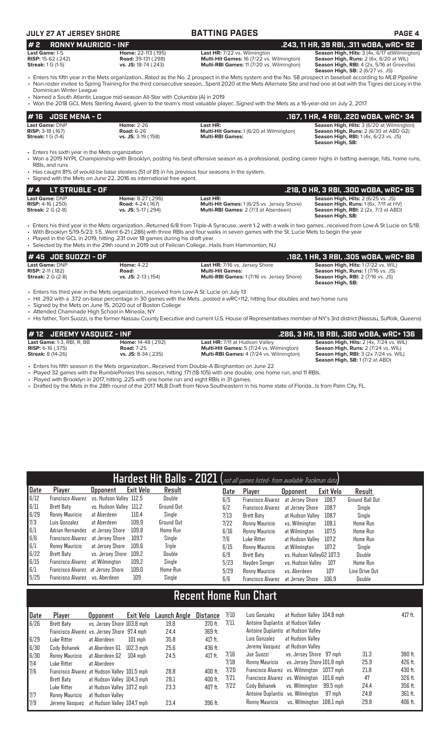**JULY 27 AT JERSEY SHORE** | **BATTING PAGES**

## # 2 RONNY MAURICIO - INF — .243, 11 HR, 39 RBI, .311 wOBA, wRC+ 92

**Last Game:** 1-5 | **Home:** 22-113 (.195) | **Last HR:** 7/22 vs. Wilmington | **Season High, Hits:** 3 (4x, 6/17 atWilmington)
**RISP:** 15-62 (.242) | **Road:** 39-131 (.298) | **Multi-Hit Games:** 16 (7/22 vs. Wilmington) | **Season High, Runs:** 2 (6x, 6/20 at WIL)
**Streak:** 1 G (1-5) | **vs. JS:** 18-74 (.243) | **Multi-RBI Games:** 11 (7/20 vs. Wilmington) | **Season High, RBI:** 4 (2x, 5/16 at Greeville)
**Season High, SB:** 2 (6/27 vs. JS)

- Enters his fifth year in the Mets organization...Rated as the No. 2 prospect in the Mets system and the No. 58 prospect in baseball according to *MLB Pipeline*
- Non-roster invitee to Spring Training for the third consecutive season...Spent 2020 at the Mets Alternate Site and had one at-bat with the Tigres del Licey in the Dominican Winter League
- Named a South Atlantic League mid-season All-Star with Columbia (A) in 2019
- Won the 2018 GCL Mets Sterling Award, given to the team's most valuable player...Signed with the Mets as a 16-year-old on July 2, 2017.

## # 16 JOSE MENA - C — .167, 1 HR, 4 RBI, .220 wOBA, wRC+ 34

**Last Game:** DNP | **Home:** 2-26 | **Last HR:** | **Season High, Hits:** 3 (6/20 at Wilmington)
**RISP:** 3-18 (.167) | **Road:** 6-26 | **Multi-Hit Games:** 1 (6/20 at Wilmington) | **Season High, Runs:** 2 (6/30 at ABD G2)
**Streak:** 1 G (1-4) | **vs. JS:** 3-19 (.158) | **Multi-RBI Games:** | **Season High, RBI:** 1 (4x, 6/23 vs. JS)
**Season High, SB:**

- Enters his sixth year in the Mets organization
- Won a 2019 NYPL Championship with Brooklyn, posting his best offensive season as a professional, posting career highs in batting average, hits, home runs, RBIs, and runs
- Has caught 81% of would-be base stealers (51 of 81) in his previous four seasons in the system.
- Signed with the Mets on June 22, 2016 as international free agent.

## # 4 LT STRUBLE - OF — .218, 0 HR, 3 RBI, .300 wOBA, wRC+ 85

**Last Game:** DNP | **Home:** 8-27 (.296) | **Last HR:** | **Season High, Hits:** 2 (6/25 vs. JS)
**RISP:** 4-16 (.250) | **Road:** 4-24 (.167) | **Multi-Hit Games:** 1 (6/25 vs. Jersey Shore) | **Season High, Runs:** 1 (6x, 7/11 at HV)
**Streak:** 2 G (2-8) | **vs. JS:** 5-17 (.294) | **Multi-RBI Games:** 2 (7/3 at Aberdeen) | **Season High, RBI:** 2 (2x, 7/3 at ABD)
**Season High, SB:**

- Enters his third year in the Mets organization...Returned 6/8 from Triple-A Syracuse...went 1-2 with a walk in two games...received from Low-A St Lucie on 5/18.
- With Brooklyn 5/19-5/23: 1-5...Went 6-21 (.286) with three RBIs and four walks in seven games with the St. Lucie Mets to begin the year
- Played in the GCL in 2019, hitting .231 over 18 games during his draft year
- Selected by the Mets in the 29th round in 2019 out of Felician College...Hails from Hammonton, NJ

## # 45 JOE SUOZZI - OF — .182, 1 HR, 3 RBI, .305 wOBA, wRC+ 88

**Last Game:** DNP | **Home:** 4-22 | **Last HR:** 7/16 vs. Jersey Shore | **Season High, Hits:** 1 (7/22 vs. WIL)
**RISP:** 2-11 (.182) | **Road:** | **Multi-Hit Games:** | **Season High, Runs:** 1 (7/16 vs. JS)
**Streak:** 2 G (2-8) | **vs. JS:** 2-13 (.154) | **Multi-RBI Games:** 1 (7/16 vs. Jersey Shore) | **Season High, RBI:** 2 (7/16 vs. JS)
**Season High, SB:**

- Enters his third year in the Mets organization...received from Low-A St. Lucie on July 13
- Hit .292 with a .372 on-base percentage in 30 games with the Mets...posted a wRC+112, hitting four doubles and two home runs
- Signed by the Mets on June 15, 2020 out of Boston College
- Attended Chaminade High School in Mineola, NY
- His father, Tom Suozzi, is the former Nassau County Executive and current U.S. House of Representatives member of NY's 3rd district (Nassau, Suffolk, Queens)

## # 12 JEREMY VASQUEZ - INF — .286, 3 HR, 18 RBI, .380 wOBA, wRC+ 136

**Last Game:** 1-3, RBI, R, BB | **Home:** 14-48 (.292) | **Last HR:** 7/11 at Hudson Valley | **Season High, Hits:** 2 (4x, 7/24 vs. WIL)
**RISP:** 6-16 (.375) | **Road:** 7-25 | **Multi-Hit Games:** 5 (7/24 vs. Wilmington) | **Season High, Runs:** 2 (7/24 vs. WIL)
**Streak:** 8 (14-26) | **vs. JS:** 8-34 (.235) | **Multi-RBI Games:** 4 (7/24 vs. Wilmington) | **Season High, RBI:** 3 (2x 7/24 vs. WIL)
**Season High, SB:** 1 (7/2 at ABD)

- Enters his fifth season in the Mets organization...Received from Double-A Binghamton on June 22
- Played 32 games with the RumblePonies this season, hitting .171 (18-105) with one double, one home run, and 11 RBIs.
- Played with Brooklyn in 2017, hitting .225 with one home run and eight RBIs in 31 games.
- Drafted by the Mets in the 28th round of the 2017 MLB Draft from Nova Southeastern in his home state of Florida...Is from Palm City, FL.

## Hardest Hit Balls - 2021 (not all games listed- from available Trackman data)

| Date | Player | Opponent | Exit Velo | Result |
|---|---|---|---|---|
| 6/12 | Francisco Alvarez | vs. Hudson Valley | 112.5 | Double |
| 6/11 | Brett Baty | vs. Hudson Valley | 111.2 | Ground Out |
| 6/29 | Ronny Mauricio | at Aberdeen | 110.4 | Single |
| 7/3 | Luis Gonzalez | at Aberdeen | 109.9 | Ground Out |
| 6/1 | Adrian Hernandez | at Jersey Shore | 109.8 | Home Run |
| 6/6 | Francisco Alvarez | at Jersey Shore | 109.7 | Single |
| 6/1 | Ronny Mauricio | at Jersey Shore | 109.6 | Triple |
| 6/22 | Brett Baty | vs. Jersey Shore | 109.2 | Double |
| 6/15 | Francisco Alvarez | at Wilmington | 109.2 | Single |
| 6/1 | Francisco Alvarez | at Jersey Shore | 109.0 | Home Run |
| 5/25 | Francisco Alvarez | vs. Aberdeen | 109 | Single |
| 6/5 | Francisco Alvarez | at Jersey Shore | 108.7 | Ground Ball Out |
| 6/2 | Francisco Alvarez | at Jersey Shore | 108.7 | Single |
| 7/13 | Brett Baty | at Hudson Valley | 108.7 | Single |
| 7/22 | Ronny Mauricio | vs. Wilmington | 108.1 | Home Run |
| 6/16 | Ronny Mauricio | at Wilmington | 107.5 | Home Run |
| 7/6 | Luke Ritter | at Hudson Valley | 107.2 | Home Run |
| 6/15 | Ronny Mauricio | at Wilmington | 107.2 | Single |
| 6/9 | Brett Baty | vs. Hudson Valley G2 | 107.3 | Double |
| 5/23 | Hayden Senger | vs. Hudson Valley | 107 | Home Run |
| 5/29 | Ronny Mauricio | vs. Aberdeen | 107 | Line Drive Out |
| 6/6 | Francisco Alvarez | at Jersey Shore | 106.9 | Double |

## Recent Home Run Chart

| Date | Player | Opponent | Exit Velo | Launch Angle | Distance |
|---|---|---|---|---|---|
| 6/26 | Brett Baty | vs. Jersey Shore | 103.8 mph | 19.8 | 370 ft. |
| | Francisco Alvarez | vs. Jersey Shore | 97.4 mph | 24.4 | 369 ft. |
| 6/29 | Luke Ritter | at Aberdeen | 101 mph | 35.8 | 417 ft. |
| 6/30 | Cody Bohanek | at Aberdeen G1 | 102.3 mph | 25.6 | 436 ft. |
| 6/30 | Ronny Mauricio | at Aberdeen G2 | 104 mph | 24.5 | 417 ft. |
| 7/4 | Luke Ritter | at Aberdeen | | | |
| 7/6 | Francisco Alvarez | at Hudson Valley | 101.5 mph | 28.8 | 400 ft. |
| | Brett Baty | at Hudson Valley | 104.3 mph | 28.1 | 400 ft. |
| | Luke Ritter | at Hudson Valley | 107.2 mph | 23.3 | 407 ft. |
| 7/7 | Ronny Mauricio | at Hudson Valley | | | |
| 7/9 | Jeremy Vasquez | at Hudson Valley | 104.7 mph | 23.4 | 396 ft. |
| 7/10 | Luis Gonzalez | at Hudson Valley | 104.8 mph | | 417 ft. |
| 7/11 | Antoine Duplantis | at Hudson Valley | | | |
| | Antoine Duplantis | at Hudson Valley | | | |
| | Luis Gonzalez | at Hudson Valley | | | |
| | Jeremy Vasquez | at Hudson Valley | | | |
| 7/16 | Joe Suozzi | vs. Jersey Shore | 97 mph | 31.3 | 380 ft. |
| 7/18 | Ronny Mauricio | vs. Jersey Shore | 101.8 mph | 25.9 | 426 ft. |
| 7/20 | Francisco Alvarez | vs. Wilmington | 107.7 mph | 21.8 | 430 ft. |
| 7/21 | Francisco Alvarez | vs. Wilmington | 101.6 mph | 47 | 326 ft. |
| 7/22 | Cody Bohanek | vs. Wilmington | 99.5 mph | 24.4 | 356 ft. |
| | Antoine Duplantis | vs. Wilmington | 97 mph | 24.8 | 361 ft. |
| | Ronny Mauricio | vs. Wilmington | 108.1 mph | 29.8 | 406 ft. |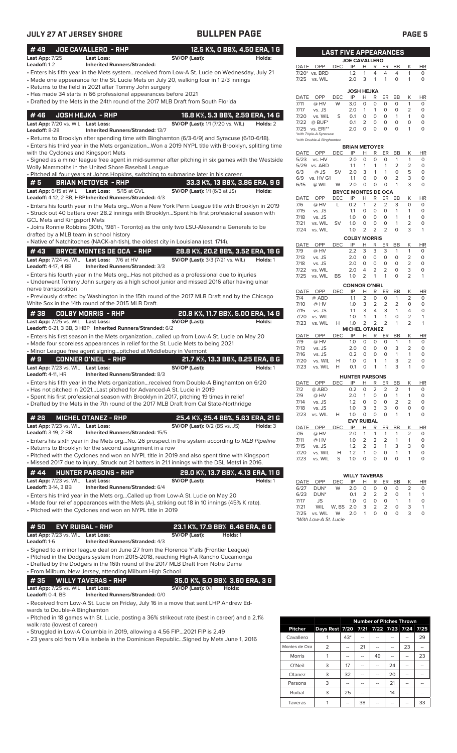## JULY 27 AT JERSEY SHORE — BULLPEN PAGE

### #49 JOE CAVALLERO - RHP — 12.5 K%, 0 BB%, 4.50 ERA, 1 G

**Last App:** 7/25 **Last Loss:** **SV/OP (Last):** **Holds:**
**Leadoff:** 1-2 **Inherited Runners/Stranded:**

- Enters his fifth year in the Mets system...received from Low-A St. Lucie on Wednesday, July 21
- Made one appearance for the St. Lucie Mets on July 20, walking four in 1 2/3 innings
- Returns to the field in 2021 after Tommy John surgery
- Has made 34 starts in 66 professional appearances before 2021
- Drafted by the Mets in the 24th round of the 2017 MLB Draft from South Florida

### #46 JOSH HEJKA - RHP — 16.8 K%, 5.3 BB%, 2.59 ERA, 14 G

**Last App:** 7/20 vs. WIL **Last Loss:** **SV/OP (Last):** 1/1 (7/20 vs. WIL) **Holds:** 2
**Leadoff:** 8-28 **Inherited Runners/Stranded:** 13/7

- Returns to Brooklyn after spending time with Binghamton (6/3-6/9) and Syracuse (6/10-6/18).
- Enters his third year in the Mets organization...Won a 2019 NYPL title with Brooklyn, splitting time with the Cyclones and Kingsport Mets
- Signed as a minor league free agent in mid-summer after pitching in six games with the Westside Wolly Mammoths in the United Shore Baseball League
- Pitched all four years at Johns Hopkins, switching to submarine later in his career.

### #5 BRIAN METOYER - RHP — 33.3 K%, 13 BB%, 3.86 ERA, 9 G

**Last App:** 6/15 at WIL **Last Loss:** 5/15 at GVL **SV/OP (Last):** 1/1 (6/3 at JS) **Holds:**
**Leadoff:** 4-12, 2 BB, HBP **Inherited Runners/Stranded:** 4/3

- Enters his fourth year in the Mets org...Won a New York Penn League title with Brooklyn in 2019
- Struck out 40 batters over 28.2 innings with Brooklyn...Spent his first professional season with GCL Mets and Kingsport Mets
- Joins Ronnie Robbins (30th, 1981 - Toronto) as the only two LSU-Alexandria Generals to be drafted by a MLB team in school history
- Native of Natchitoches (NACK-ah-tish), the oldest city in Louisiana (est. 1714).

### #43 BRYCE MONTES DE OCA - RHP — 28.8 K%, 20.2 BB%, 3.52 ERA, 18 G

**Last App:** 7/24 vs. WIL **Last Loss:** 7/6 at HV **SV/OP (Last):** 3/3 (7/21 vs. WIL) **Holds:** 1
**Leadoff:** 4-17, 4 BB **Inherited Runners/Stranded:** 3/3

- Enters his fourth year in the Mets org...Has not pitched as a professional due to injuries
- Underwent Tommy John surgery as a high school junior and missed 2016 after having ulnar nerve transposition
- Previously drafted by Washington in the 15th round of the 2017 MLB Draft and by the Chicago White Sox in the 14th round of the 2015 MLB Draft.

### #38 COLBY MORRIS - RHP — 20.8 K%, 11.7 BB%, 5.00 ERA, 14 G

**Last App:** 7/25 vs. WIL **Last Loss:** **SV/OP (Last):** **Holds:**
**Leadoff:** 6-21, 3 BB, 3 HBP **Inherited Runners/Stranded:** 6/2

- Enters his first season in the Mets organization...called up from Low-A St. Lucie on May 20
- Made four scoreless appearances in relief for the St. Lucie Mets to being 2021
- Minor League free agent signing...pitched at Middlebury in Vermont

### #9 CONNER O'NEIL - RHP — 21.7 K%, 13.3 BB%, 8.25 ERA, 8 G

**Last App:** 7/23 vs. WIL **Last Loss:** **SV/OP (Last):** **Holds:** 1
**Leadoff:** 4-11, HR **Inherited Runners/Stranded:** 8/3

- Enters his fifth year in the Mets organization...received from Double-A Binghamton on 6/20
- Has not pitched in 2021...Last pitched for Advanced-A St. Lucie in 2019
- Spent his first professional season with Brooklyn in 2017, pitching 19 times in relief
- Drafted by the Mets in the 7th round of the 2017 MLB Draft from Cal State-Northridge

### #26 MICHEL OTANEZ - RHP — 25.4 K%, 25.4 BB%, 5.63 ERA, 21 G

**Last App:** 7/23 vs. WIL **Last Loss:** **SV/OP (Last):** 0/2 (BS vs. JS) **Holds:** 3
**Leadoff:** 3-19, 2 BB **Inherited Runners/Stranded:** 15/5

- Enters his sixth year in the Mets org...No. 26 prospect in the system according to *MLB Pipeline*
- Returns to Brooklyn for the second assignment in a row
- Pitched with the Cyclones and won an NYPL title in 2019 and also spent time with Kingsport
- Missed 2017 due to injury...Struck out 21 batters in 21.1 innings with the DSL Mets1 in 2016.

### #44 HUNTER PARSONS - RHP — 29.0 K%, 13.7 BB%, 4.13 ERA, 11 G

**Last App:** 7/23 vs. WIL **Last Loss:** **SV/OP (Last):** **Holds:** 1
**Leadoff:** 3-14, 3 BB **Inherited Runners/Stranded:** 6/4

- Enters his third year in the Mets org...Called up from Low-A St. Lucie on May 20
- Made four relief appearances with the Mets (A-), striking out 18 in 10 innings (45% K rate).
- Pitched with the Cyclones and won an NYPL title in 2019

### #50 EVY RUIBAL - RHP — 23.1 K%, 17.9 BB% 6.48 ERA, 6 G

**Last App:** 7/23 vs. WIL **Last Loss:** **SV/OP (Last):** **Holds:** 1
**Leadoff:** 1-6 **Inherited Runners/Stranded:** 4/3

- Signed to a minor league deal on June 27 from the Florence Y'alls (Frontier League)
- Pitched in the Dodgers system from 2015-2018, reaching High-A Rancho Cucamonga
- Drafted by the Dodgers in the 16th round of the 2017 MLB Draft from Notre Dame
- From Milburn, New Jersey, attending Milburn High School

### #35 WILLY TAVERAS - RHP — 35.0 K%, 5.0 BB% 3.60 ERA, 3 G

**Last App:** 7/25 vs. WIL **Last Loss:** **SV/OP (Last):** 0/1 **Holds:**
**Leadoff:** 0-4, BB **Inherited Runners/Stranded:** 0/0

- Received from Low-A St. Lucie on Friday, July 16 in a move that sent LHP Andrew Edwards to Double-A Binghamton
- Pitched in 18 games with St. Lucie, posting a 36% strikeout rate (best in career) and a 2.1% walk rate (lowest of career)
- Struggled in Low-A Columbia in 2019, allowing a 4.56 FIP...2021 FIP is 2.49
- 23 years old from Villa Isabela in the Dominican Republic...Signed by Mets June 1, 2016

## LAST FIVE APPEARANCES

**JOE CAVALLERO**

| DATE | OPP | DEC | IP | H | R | ER | BB | K | HR |
|---|---|---|---|---|---|---|---|---|---|
| 7/20* | vs. BRD | | 1.2 | 1 | 4 | 4 | 4 | 1 | 0 |
| 7/25 | vs. WIL | | 2.0 | 3 | 1 | 1 | 0 | 1 | 0 |

**JOSH HEJKA**

| DATE | OPP | DEC | IP | H | R | ER | BB | K | HR |
|---|---|---|---|---|---|---|---|---|---|
| 7/11 | @ HV | W | 3.0 | 0 | 0 | 0 | 0 | 1 | 0 |
| 7/17 | vs. JS | | 2.0 | 1 | 1 | 0 | 0 | 2 | 0 |
| 7/20 | vs. WIL | S | 0.1 | 0 | 0 | 0 | 1 | 1 | 0 |
| 7/22 | @ BUF* | | 0.1 | 2 | 0 | 0 | 0 | 0 | 0 |
| 7/25 | vs. ERI** | | 2.0 | 0 | 0 | 0 | 0 | 1 | 0 |

*with Triple-A Syracuse
*with Double-A Binghamton

**BRIAN METOYER**

| DATE | OPP | DEC | IP | H | R | ER | BB | K | HR |
|---|---|---|---|---|---|---|---|---|---|
| 5/23 | vs. HV | | 2.0 | 0 | 0 | 0 | 1 | 1 | 0 |
| 5/29 | vs. ABD | | 1.1 | 1 | 1 | 1 | 2 | 2 | 0 |
| 6/3 | @ JS | SV | 2.0 | 3 | 1 | 1 | 0 | 5 | 0 |
| 6/9 | vs. HV G1 | | 1.1 | 0 | 0 | 0 | 2 | 3 | 0 |
| 6/15 | @ WIL | W | 2.0 | 0 | 0 | 0 | 1 | 3 | 0 |

**BRYCE MONTES DE OCA**

| DATE | OPP | DEC | IP | H | R | ER | BB | K | HR |
|---|---|---|---|---|---|---|---|---|---|
| 7/6 | @ HV | L | 0.2 | 1 | 2 | 2 | 3 | 0 | 0 |
| 7/15 | vs. JS | | 1.1 | 0 | 0 | 0 | 1 | 1 | 0 |
| 7/18 | vs. JS | | 1.0 | 0 | 0 | 0 | 1 | 1 | 0 |
| 7/21 | vs. WIL | SV | 1.0 | 0 | 0 | 0 | 1 | 2 | 0 |
| 7/24 | vs. WIL | | 1.0 | 2 | 2 | 2 | 0 | 3 | 1 |

**COLBY MORRIS**

| DATE | OPP | DEC | IP | H | R | ER | BB | K | HR |
|---|---|---|---|---|---|---|---|---|---|
| 7/9 | @ HV | | 2.2 | 3 | 3 | 3 | 1 | 1 | 0 |
| 7/13 | vs. JS | | 2.0 | 0 | 0 | 0 | 0 | 2 | 0 |
| 7/18 | vs. JS | | 2.0 | 0 | 0 | 0 | 0 | 2 | 0 |
| 7/22 | vs. WIL | | 2.0 | 4 | 2 | 2 | 0 | 3 | 0 |
| 7/25 | vs. WIL | BS | 1.0 | 2 | 1 | 1 | 0 | 2 | 1 |

**CONNOR O'NEIL**

| DATE | OPP | DEC | IP | H | R | ER | BB | K | HR |
|---|---|---|---|---|---|---|---|---|---|
| 7/4 | @ ABD | | 1.1 | 2 | 0 | 0 | 1 | 2 | 0 |
| 7/10 | @ HV | | 1.0 | 3 | 2 | 2 | 2 | 0 | 0 |
| 7/15 | vs. JS | | 1.1 | 3 | 4 | 3 | 1 | 4 | 0 |
| 7/20 | vs. WIL | | 1.0 | 1 | 1 | 1 | 0 | 2 | 1 |
| 7/23 | vs. WIL | H | 1.0 | 2 | 2 | 2 | 1 | 2 | 1 |

**MICHEL OTANEZ**

| DATE | OPP | DEC | IP | H | R | ER | BB | K | HR |
|---|---|---|---|---|---|---|---|---|---|
| 7/9 | @ HV | | 1.0 | 0 | 0 | 0 | 1 | 1 | 0 |
| 7/13 | vs. JS | | 2.0 | 0 | 0 | 0 | 3 | 2 | 0 |
| 7/16 | vs. JS | | 0.2 | 0 | 0 | 0 | 1 | 1 | 0 |
| 7/20 | vs. WIL | H | 1.0 | 0 | 1 | 1 | 3 | 2 | 0 |
| 7/23 | vs. WIL | H | 0.1 | 0 | 1 | 1 | 3 | 1 | 0 |

**HUNTER PARSONS**

| DATE | OPP | DEC | IP | H | R | ER | BB | K | HR |
|---|---|---|---|---|---|---|---|---|---|
| 7/2 | @ ABD | | 0.2 | 0 | 2 | 2 | 2 | 1 | 0 |
| 7/9 | @ HV | | 2.0 | 1 | 0 | 0 | 1 | 1 | 0 |
| 7/14 | vs. JS | | 1.2 | 0 | 0 | 0 | 2 | 2 | 0 |
| 7/18 | vs. JS | | 1.0 | 3 | 3 | 3 | 0 | 0 | 0 |
| 7/23 | vs. WIL | H | 1.0 | 0 | 0 | 0 | 1 | 1 | 0 |

**EVY RUIBAL**

| DATE | OPP | DEC | IP | H | R | ER | BB | K | HR |
|---|---|---|---|---|---|---|---|---|---|
| 7/6 | @ HV | | 2.0 | 1 | 1 | 1 | 1 | 2 | 0 |
| 7/11 | @ HV | | 1.0 | 2 | 2 | 2 | 1 | 1 | 0 |
| 7/15 | vs. JS | | 1.2 | 2 | 2 | 1 | 3 | 3 | 0 |
| 7/20 | vs. WIL | H | 1.2 | 1 | 0 | 0 | 1 | 1 | 0 |
| 7/23 | vs. WIL | S | 1.0 | 0 | 0 | 0 | 0 | 1 | 0 |

**WILLY TAVERAS**

| DATE | OPP | DEC | IP | H | R | ER | BB | K | HR |
|---|---|---|---|---|---|---|---|---|---|
| 6/27 | DUN* | W | 2.0 | 0 | 0 | 0 | 0 | 2 | 0 |
| 6/23 | DUN* | | 0.1 | 2 | 2 | 2 | 0 | 1 | 1 |
| 7/17 | JS | | 1.0 | 0 | 0 | 0 | 1 | 1 | 0 |
| 7/21 | WIL | W, BS | 2.0 | 3 | 2 | 2 | 0 | 3 | 1 |
| 7/25 | vs. WIL | W | 2.0 | 1 | 0 | 0 | 0 | 3 | 0 |

*With Low-A St. Lucie

## Number of Pitches Thrown

| Pitcher | Days Rest | 7/20 | 7/21 | 7/22 | 7/23 | 7/24 | 7/25 |
|---|---|---|---|---|---|---|---|
| Cavallero | 1 | 43* | -- | -- | -- | -- | 29 |
| Montes de Oca | 2 | -- | 21 | -- | -- | 23 | -- |
| Morris | 1 | -- | -- | 49 | -- | -- | 23 |
| O'Neil | 3 | 17 | -- | -- | 24 | -- | -- |
| Otanez | 3 | 32 | -- | -- | 20 | -- | -- |
| Parsons | 3 | -- | -- | -- | 21 | -- | -- |
| Ruibal | 3 | 25 | -- | -- | 14 | -- | -- |
| Taveras | 1 | -- | 38 | -- | -- | -- | 33 |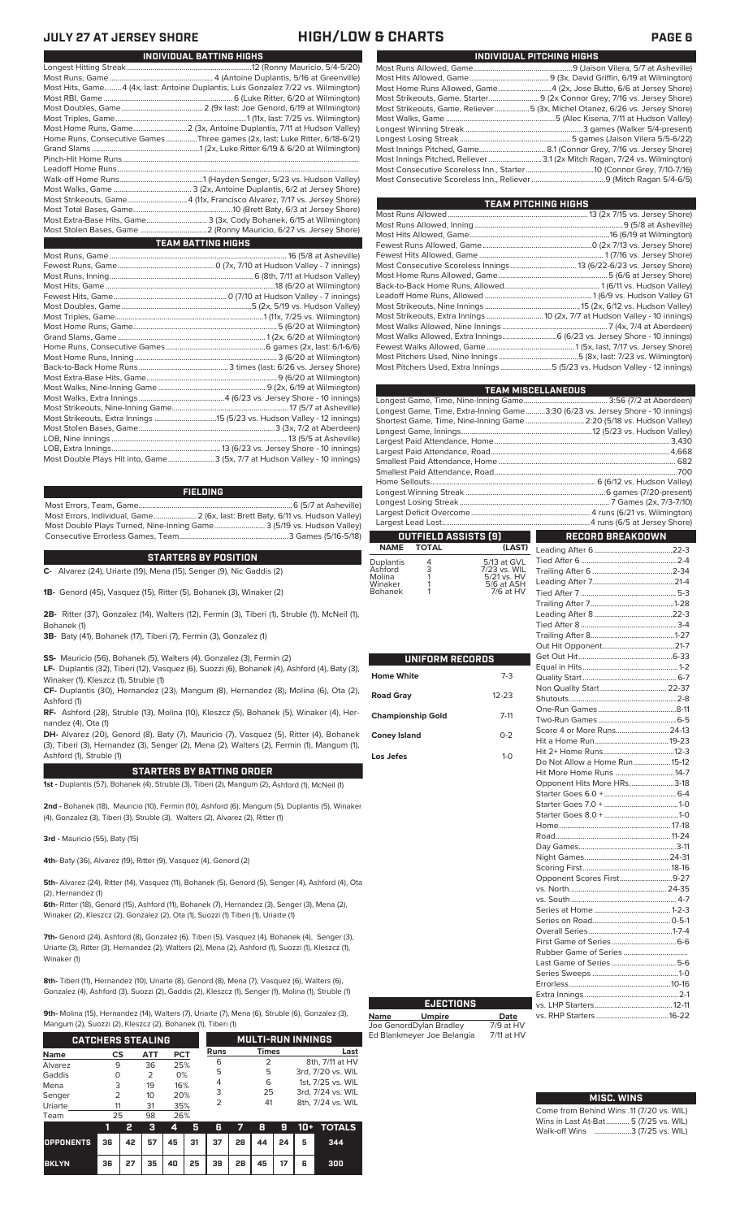# JULY 27 AT JERSEY SHORE — HIGH/LOW & CHARTS

## INDIVIDUAL BATTING HIGHS

| | |
|---|---|
| Longest Hitting Streak | 12 (Ronny Mauricio, 5/4-5/20) |
| Most Runs, Game | 4 (Antoine Duplantis, 5/16 at Greenville) |
| Most Hits, Game | 4 (4x, last: Antoine Duplantis, Luis Gonzalez 7/22 vs. Wilmington) |
| Most RBI, Game | 6 (Luke Ritter, 6/20 at Wilmington) |
| Most Doubles, Game | 2 (9x last: Joe Genord, 6/19 at Wilmington) |
| Most Triples, Game | 1 (11x, last: 7/25 vs. Wilmington) |
| Most Home Runs, Game | 2 (3x, Antoine Duplantis, 7/11 at Hudson Valley) |
| Home Runs, Consecutive Games | Three games (2x, last: Luke Ritter, 6/18-6/21) |
| Grand Slams | 1 (2x, Luke Ritter 6/19 & 6/20 at Wilmington) |
| Pinch-Hit Home Runs | |
| Leadoff Home Runs | |
| Walk-off Home Runs | 1 (Hayden Senger, 5/23 vs. Hudson Valley) |
| Most Walks, Game | 3 (2x, Antoine Duplantis, 6/2 at Jersey Shore) |
| Most Strikeouts, Game | 4 (11x, Francisco Alvarez, 7/17 vs. Jersey Shore) |
| Most Total Bases, Game | 10 (Brett Baty, 6/3 at Jersey Shore) |
| Most Extra-Base Hits, Game | 3 (3x, Cody Bohanek, 6/15 at Wilmington) |
| Most Stolen Bases, Game | 2 (Ronny Mauricio, 6/27 vs. Jersey Shore) |

## TEAM BATTING HIGHS

| | |
|---|---|
| Most Runs, Game | 16 (5/8 at Asheville) |
| Fewest Runs, Game | 0 (7x, 7/10 at Hudson Valley - 7 innings) |
| Most Runs, Inning | 6 (8th, 7/11 at Hudson Valley) |
| Most Hits, Game | 18 (6/20 at Wilmington) |
| Fewest Hits, Game | 0 (7/10 at Hudson Valley - 7 innings) |
| Most Doubles, Game | 5 (2x, 5/19 vs. Hudson Valley) |
| Most Triples, Game | 1 (11x, 7/25 vs. Wilmington) |
| Most Home Runs, Game | 5 (6/20 at Wilmington) |
| Grand Slams, Game | 1 (2x, 6/20 at Wilmington) |
| Home Runs, Consecutive Games | 6 games (2x, last: 6/1-6/6) |
| Most Home Runs, Inning | 3 (6/20 at Wilmington) |
| Back-to-Back Home Runs | 3 times (last: 6/26 vs. Jersey Shore) |
| Most Extra-Base Hits, Game | 9 (6/20 at Wilmington) |
| Most Walks, Nine-Inning Game | 9 (2x, 6/19 at Wilmington) |
| Most Walks, Extra Innings | 4 (6/23 vs. Jersey Shore - 10 innings) |
| Most Strikeouts, Nine-Inning Game | 17 (5/7 at Asheville) |
| Most Strikeouts, Extra Innings | 15 (5/23 vs. Hudson Valley - 12 innings) |
| Most Stolen Bases, Game | 3 (3x, 7/2 at Aberdeen) |
| LOB, Nine Innings | 13 (5/5 at Asheville) |
| LOB, Extra Innings | 13 (6/23 vs. Jersey Shore - 10 innings) |
| Most Double Plays Hit into, Game | 3 (5x, 7/7 at Hudson Valley - 10 innings) |

## FIELDING

| | |
|---|---|
| Most Errors, Team, Game | 6 (5/7 at Asheville) |
| Most Errors, Individual, Game | 2 (6x, last: Brett Baty, 6/11 vs. Hudson Valley) |
| Most Double Plays Turned, Nine-Inning Game | 3 (5/19 vs. Hudson Valley) |
| Consecutive Errorless Games, Team | 3 Games (5/16-5/18) |

## STARTERS BY POSITION

**C-** Alvarez (24), Uriarte (19), Mena (15), Senger (9), Nic Gaddis (2)

**1B-** Genord (45), Vasquez (15), Ritter (5), Bohanek (3), Winaker (2)

**2B-** Ritter (37), Gonzalez (14), Walters (12), Fermin (3), Tiberi (1), Struble (1), McNeil (1), Bohanek (1)

**3B-** Baty (41), Bohanek (17), Tiberi (7), Fermin (3), Gonzalez (1)

**SS-** Mauricio (56), Bohanek (5), Walters (4), Gonzalez (3), Fermin (2)

**LF-** Duplantis (32), Tiberi (12), Vasquez (6), Suozzi (6), Bohanek (4), Ashford (4), Baty (3), Winaker (1), Kleszcz (1), Struble (1)

**CF-** Duplantis (30), Hernandez (23), Mangum (8), Hernandez (8), Molina (6), Ota (2), Ashford (1)

**RF-** Ashford (28), Struble (13), Molina (10), Kleszcz (5), Bohanek (5), Winaker (4), Hernandez (4), Ota (1)

**DH-** Alvarez (20), Genord (8), Baty (7), Mauricio (7), Vasquez (5), Ritter (4), Bohanek (3), Tiberi (3), Hernandez (3), Senger (2), Mena (2), Walters (2), Fermin (1), Mangum (1), Ashford (1), Struble (1)

## STARTERS BY BATTING ORDER

**1st -** Duplantis (57), Bohanek (4), Struble (3), Tiberi (2), Mangum (2), Ashford (1), McNeil (1)

**2nd -** Bohanek (18), Mauricio (10), Fermin (10), Ashford (6), Mangum (5), Duplantis (5), Winaker (4), Gonzalez (3), Tiberi (3), Struble (3), Walters (2), Alvarez (2), Ritter (1)

**3rd -** Mauricio (55), Baty (15)

**4th-** Baty (36), Alvarez (19), Ritter (9), Vasquez (4), Genord (2)

**5th-** Alvarez (24), Ritter (14), Vasquez (11), Bohanek (5), Genord (5), Senger (4), Ashford (4), Ota (2), Hernandez (1)

**6th-** Ritter (18), Genord (15), Ashford (11), Bohanek (7), Hernandez (3), Senger (3), Mena (2), Winaker (2), Kleszcz (2), Gonzalez (2), Ota (1), Suozzi (1) Tiberi (1), Uriarte (1)

**7th-** Genord (24), Ashford (8), Gonzalez (6), Tiberi (5), Vasquez (4), Bohanek (4), Senger (3), Uriarte (3), Ritter (3), Hernandez (3), Walters (2), Mena (2), Ashford (1), Suozzi (1), Kleszcz (1), Winaker (1)

**8th-** Tiberi (11), Hernandez (10), Uriarte (8), Genord (8), Mena (7), Vasquez (6), Walters (6), Gonzalez (4), Ashford (4), Suozzi (3), Gaddis (2), Kleszcz (1), Senger (1), Molina (1), Struble (1)

**9th-** Molina (15), Hernandez (14), Walters (7), Uriarte (7), Mena (6), Struble (6), Gonzalez (3), Mangum (2), Suozzi (2), Kleszcz (2), Bohanek (1), Tiberi (1)

## CATCHERS STEALING

| Name | CS | ATT | PCT |
|---|---|---|---|
| Alvarez | 9 | 36 | 25% |
| Gaddis | 0 | 2 | 0% |
| Mena | 3 | 19 | 16% |
| Senger | 2 | 10 | 20% |
| Uriarte | 11 | 31 | 35% |
| Team | 25 | 98 | 26% |

## MULTI-RUN INNINGS

| Runs | Times | Last |
|---|---|---|
| 6 | 2 | 8th, 7/11 at HV |
| 5 | 5 | 3rd, 7/20 vs. WIL |
| 4 | 6 | 1st, 7/25 vs. WIL |
| 3 | 25 | 3rd, 7/24 vs. WIL |
| 2 | 41 | 8th, 7/24 vs. WIL |

| | 1 | 2 | 3 | 4 | 5 | 6 | 7 | 8 | 9 | 10+ | TOTALS |
|---|---|---|---|---|---|---|---|---|---|---|---|
| OPPONENTS | 36 | 42 | 57 | 45 | 31 | 37 | 28 | 44 | 24 | 5 | 344 |
| BKLYN | 36 | 27 | 35 | 40 | 25 | 39 | 28 | 45 | 17 | 6 | 300 |

## INDIVIDUAL PITCHING HIGHS

| | |
|---|---|
| Most Runs Allowed, Game | 9 (Jaison Vilera, 5/7 at Asheville) |
| Most Hits Allowed, Game | 9 (3x, David Griffin, 6/19 at Wilmington) |
| Most Home Runs Allowed, Game | 4 (2x, Jose Butto, 6/6 at Jersey Shore) |
| Most Strikeouts, Game, Starter | 9 (2x Connor Grey, 7/16 vs. Jersey Shore) |
| Most Strikeouts, Game, Reliever | 5 (3x, Michel Otanez, 6/26 vs. Jersey Shore) |
| Most Walks, Game | 5 (Alec Kisena, 7/11 at Hudson Valley) |
| Longest Winning Streak | 3 games (Walker 5/4-present) |
| Longest Losing Streak | 5 games (Jaison Vilera 5/5-6/22) |
| Most Innings Pitched, Game | 8.1 (Connor Grey, 7/16 vs. Jersey Shore) |
| Most Innings Pitched, Reliever | 3.1 (2x Mitch Ragan, 7/24 vs. Wilmington) |
| Most Consecutive Scoreless Inn., Starter | 10 (Connor Grey, 7/10-7/16) |
| Most Consecutive Scoreless Inn., Reliever | 9 (Mitch Ragan 5/4-6/5) |

## TEAM PITCHING HIGHS

| | |
|---|---|
| Most Runs Allowed | 13 (2x 7/15 vs. Jersey Shore) |
| Most Runs Allowed, Inning | 9 (5/8 at Asheville) |
| Most Hits Allowed, Game | 16 (6/19 at Wilmington) |
| Fewest Runs Allowed, Game | 0 (2x 7/13 vs. Jersey Shore) |
| Fewest Hits Allowed, Game | 1 (7/16 vs. Jersey Shore) |
| Most Consecutive Scoreless Innings | 13 (6/22-6/23 vs. Jersey Shore) |
| Most Home Runs Allowed, Game | 5 (6/6 at Jersey Shore) |
| Back-to-Back Home Runs, Allowed | 1 (6/11 vs. Hudson Valley) |
| Leadoff Home Runs, Allowed | 1 (6/9 vs. Hudson Valley G1 |
| Most Strikeouts, Nine Innings | 15 (2x, 6/12 vs. Hudson Valley) |
| Most Strikeouts, Extra Innings | 10 (2x, 7/7 at Hudson Valley - 10 innings) |
| Most Walks Allowed, Nine Innings | 7 (4x, 7/4 at Aberdeen) |
| Most Walks Allowed, Extra Innings | 6 (6/23 vs. Jersey Shore - 10 innings) |
| Fewest Walks Allowed, Game | 1 (5x, last, 7/17 vs. Jersey Shore) |
| Most Pitchers Used, Nine Innings | 5 (8x, last: 7/23 vs. Wilmington) |
| Most Pitchers Used, Extra Innings | 5 (5/23 vs. Hudson Valley - 12 innings) |

## TEAM MISCELLANEOUS

| | |
|---|---|
| Longest Game, Time, Nine-Inning Game | 3:56 (7/2 at Aberdeen) |
| Longest Game, Time, Extra-Inning Game | 3:30 (6/23 vs. Jersey Shore - 10 innings) |
| Shortest Game, Time, Nine-Inning Game | 2:20 (5/18 vs. Hudson Valley) |
| Longest Game, Innings | 12 (5/23 vs. Hudson Valley) |
| Largest Paid Attendance, Home | 3,430 |
| Largest Paid Attendance, Road | 4,668 |
| Smallest Paid Attendance, Home | 682 |
| Smallest Paid Attendance, Road | 700 |
| Home Sellouts | 6 (6/12 vs. Hudson Valley) |
| Longest Winning Streak | 6 games (7/20-present) |
| Longest Losing Streak | 7 Games (2x, 7/3-7/10) |
| Largest Deficit Overcome | 4 runs (6/21 vs. Wilmington) |
| Largest Lead Lost | 4 runs (6/5 at Jersey Shore) |

## OUTFIELD ASSISTS (9)

| NAME | TOTAL | (LAST) |
|---|---|---|
| Duplantis | 4 | 5/13 at GVL |
| Ashford | 3 | 7/23 vs. WIL |
| Molina | 1 | 5/21 vs. HV |
| Winaker | 1 | 5/6 at ASH |
| Bohanek | 1 | 7/6 at HV |

## UNIFORM RECORDS

| | |
|---|---|
| Home White | 7-3 |
| Road Gray | 12-23 |
| Championship Gold | 7-11 |
| Coney Island | 0-2 |
| Los Jefes | 1-0 |

## EJECTIONS

| Name | Umpire | Date |
|---|---|---|
| Joe Genord | Dylan Bradley | 7/9 at HV |
| Ed Blankmeyer | Joe Belangia | 7/11 at HV |

## RECORD BREAKDOWN

| | |
|---|---|
| Leading After 6 | 22-3 |
| Tied After 6 | 2-4 |
| Trailing After 6 | 2-34 |
| Leading After 7 | 21-4 |
| Tied After 7 | 5-3 |
| Trailing After 7 | 1-28 |
| Leading After 8 | 22-3 |
| Tied After 8 | 3-4 |
| Trailing After 8 | 1-27 |
| Out Hit Opponent | 21-7 |
| Get Out Hit | 6-33 |
| Equal in Hits | 1-2 |
| Quality Start | 6-7 |
| Non Quality Start | 22-37 |
| Shutouts | 2-8 |
| One-Run Games | 8-11 |
| Two-Run Games | 6-5 |
| Score 4 or More Runs | 24-13 |
| Hit a Home Run | 19-23 |
| Hit 2+ Home Runs | 12-3 |
| Do Not Allow a Home Run | 15-12 |
| Hit More Home Runs | 14-7 |
| Opponent Hits More HRs | 3-18 |
| Starter Goes 6.0 + | 6-4 |
| Starter Goes 7.0 + | 1-0 |
| Starter Goes 8.0 + | 1-0 |
| Home | 17-18 |
| Road | 11-24 |
| Day Games | 3-11 |
| Night Games | 24-31 |
| Scoring First | 18-16 |
| Opponent Scores First | 9-27 |
| vs. North | 24-35 |
| vs. South | 4-7 |
| Series at Home | 1-2-3 |
| Series on Road | 0-5-1 |
| Overall Series | 1-7-4 |
| First Game of Series | 6-6 |
| Rubber Game of Series | |
| Last Game of Series | 5-6 |
| Series Sweeps | 1-0 |
| Errorless | 10-16 |
| Extra Innings | 2-1 |
| vs. LHP Starters | 12-11 |
| vs. RHP Starters | 16-22 |

## MISC. WINS

| | |
|---|---|
| Come from Behind Wins | 11 (7/20 vs. WIL) |
| Wins in Last At-Bat | 5 (7/25 vs. WIL) |
| Walk-off Wins | 3 (7/25 vs. WIL) |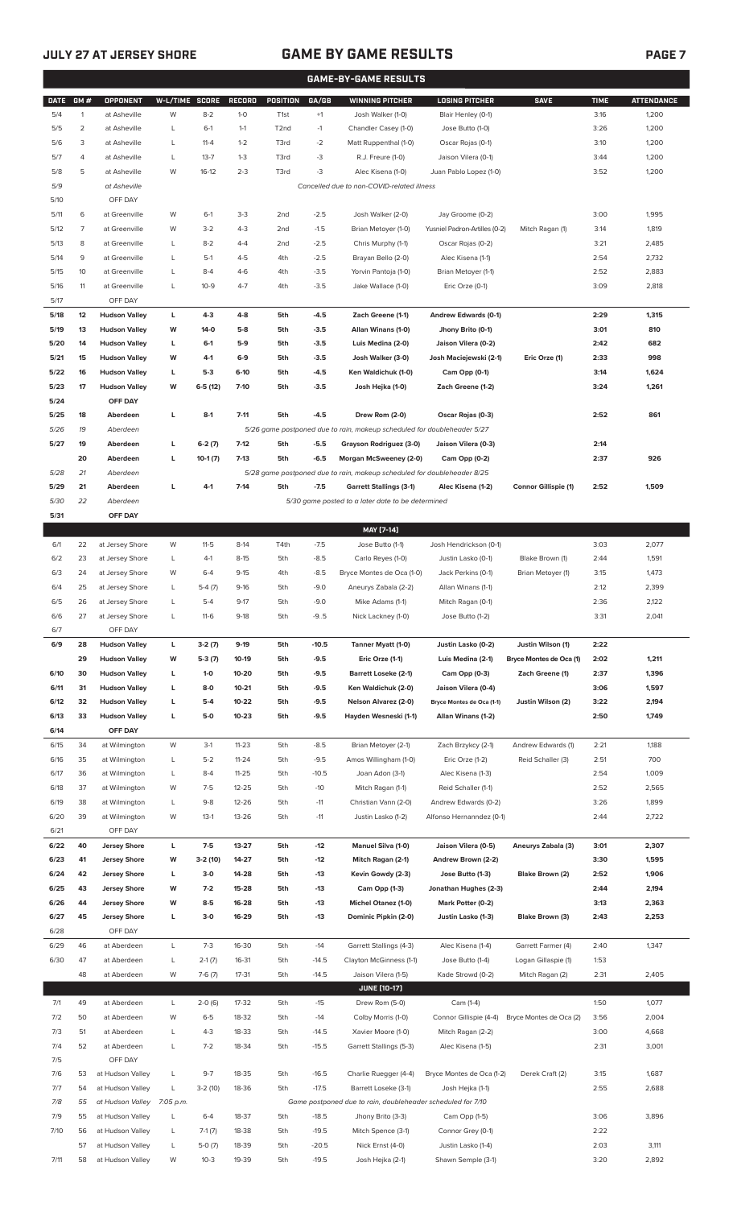## JULY 27 AT JERSEY SHORE

## GAME BY GAME RESULTS

### GAME-BY-GAME RESULTS

| DATE | GM # | OPPONENT | W-L/TIME | SCORE | RECORD | POSITION | GA/GB | WINNING PITCHER | LOSING PITCHER | SAVE | TIME | ATTENDANCE |
|---|---|---|---|---|---|---|---|---|---|---|---|---|
| 5/4 | 1 | at Asheville | W | 8-2 | 1-0 | T1st | +1 | Josh Walker (1-0) | Blair Henley (0-1) | | 3:16 | 1,200 |
| 5/5 | 2 | at Asheville | L | 6-1 | 1-1 | T2nd | -1 | Chandler Casey (1-0) | Jose Butto (1-0) | | 3:26 | 1,200 |
| 5/6 | 3 | at Asheville | L | 11-4 | 1-2 | T3rd | -2 | Matt Ruppenthal (1-0) | Oscar Rojas (0-1) | | 3:10 | 1,200 |
| 5/7 | 4 | at Asheville | L | 13-7 | 1-3 | T3rd | -3 | R.J. Freure (1-0) | Jaison Vilera (0-1) | | 3:44 | 1,200 |
| 5/8 | 5 | at Asheville | W | 16-12 | 2-3 | T3rd | -3 | Alec Kisena (1-0) | Juan Pablo Lopez (1-0) | | 3:52 | 1,200 |
| 5/9 | | at Asheville | | | | | | Cancelled due to non-COVID-related illness | | | | |
| 5/10 | | OFF DAY | | | | | | | | | | |
| 5/11 | 6 | at Greenville | W | 6-1 | 3-3 | 2nd | -2.5 | Josh Walker (2-0) | Jay Groome (0-2) | | 3:00 | 1,995 |
| 5/12 | 7 | at Greenville | W | 3-2 | 4-3 | 2nd | -1.5 | Brian Metoyer (1-0) | Yusniel Padron-Artilles (0-2) | Mitch Ragan (1) | 3:14 | 1,819 |
| 5/13 | 8 | at Greenville | L | 8-2 | 4-4 | 2nd | -2.5 | Chris Murphy (1-1) | Oscar Rojas (0-2) | | 3:21 | 2,485 |
| 5/14 | 9 | at Greenville | L | 5-1 | 4-5 | 4th | -2.5 | Brayan Bello (2-0) | Alec Kisena (1-1) | | 2:54 | 2,732 |
| 5/15 | 10 | at Greenville | L | 8-4 | 4-6 | 4th | -3.5 | Yorvin Pantoja (1-0) | Brian Metoyer (1-1) | | 2:52 | 2,883 |
| 5/16 | 11 | at Greenville | L | 10-9 | 4-7 | 4th | -3.5 | Jake Wallace (1-0) | Eric Orze (0-1) | | 3:09 | 2,818 |
| 5/17 | | OFF DAY | | | | | | | | | | |
| **5/18** | **12** | **Hudson Valley** | **L** | **4-3** | **4-8** | **5th** | **-4.5** | **Zach Greene (1-1)** | **Andrew Edwards (0-1)** | | **2:29** | **1,315** |
| **5/19** | **13** | **Hudson Valley** | **W** | **14-0** | **5-8** | **5th** | **-3.5** | **Allan Winans (1-0)** | **Jhony Brito (0-1)** | | **3:01** | **810** |
| **5/20** | **14** | **Hudson Valley** | **L** | **6-1** | **5-9** | **5th** | **-3.5** | **Luis Medina (2-0)** | **Jaison Vilera (0-2)** | | **2:42** | **682** |
| **5/21** | **15** | **Hudson Valley** | **W** | **4-1** | **6-9** | **5th** | **-3.5** | **Josh Walker (3-0)** | **Josh Maciejewski (2-1)** | **Eric Orze (1)** | **2:33** | **998** |
| **5/22** | **16** | **Hudson Valley** | **L** | **5-3** | **6-10** | **5th** | **-4.5** | **Ken Waldichuk (1-0)** | **Cam Opp (0-1)** | | **3:14** | **1,624** |
| **5/23** | **17** | **Hudson Valley** | **W** | **6-5 (12)** | **7-10** | **5th** | **-3.5** | **Josh Hejka (1-0)** | **Zach Greene (1-2)** | | **3:24** | **1,261** |
| **5/24** | | **OFF DAY** | | | | | | | | | | |
| **5/25** | **18** | **Aberdeen** | **L** | **8-1** | **7-11** | **5th** | **-4.5** | **Drew Rom (2-0)** | **Oscar Rojas (0-3)** | | **2:52** | **861** |
| *5/26* | *19* | *Aberdeen* | | | | | | *5/26 game postponed due to rain, makeup scheduled for doubleheader 5/27* | | | | |
| **5/27** | **19** | **Aberdeen** | **L** | **6-2 (7)** | **7-12** | **5th** | **-5.5** | **Grayson Rodriguez (3-0)** | **Jaison Vilera (0-3)** | | **2:14** | |
| | **20** | **Aberdeen** | **L** | **10-1 (7)** | **7-13** | **5th** | **-6.5** | **Morgan McSweeney (2-0)** | **Cam Opp (0-2)** | | **2:37** | **926** |
| *5/28* | *21* | *Aberdeen* | | | | | | *5/28 game postponed due to rain, makeup scheduled for doubleheader 8/25* | | | | |
| **5/29** | **21** | **Aberdeen** | **L** | **4-1** | **7-14** | **5th** | **-7.5** | **Garrett Stallings (3-1)** | **Alec Kisena (1-2)** | **Connor Gillispie (1)** | **2:52** | **1,509** |
| *5/30* | *22* | *Aberdeen* | | | | | | *5/30 game posted to a later date to be determined* | | | | |
| **5/31** | | **OFF DAY** | | | | | | | | | | |
| | | | | | | | | **MAY [7-14]** | | | | |
| 6/1 | 22 | at Jersey Shore | W | 11-5 | 8-14 | T4th | -7.5 | Jose Butto (1-1) | Josh Hendrickson (0-1) | | 3:03 | 2,077 |
| 6/2 | 23 | at Jersey Shore | L | 4-1 | 8-15 | 5th | -8.5 | Carlo Reyes (1-0) | Justin Lasko (0-1) | Blake Brown (1) | 2:44 | 1,591 |
| 6/3 | 24 | at Jersey Shore | W | 6-4 | 9-15 | 4th | -8.5 | Bryce Montes de Oca (1-0) | Jack Perkins (0-1) | Brian Metoyer (1) | 3:15 | 1,473 |
| 6/4 | 25 | at Jersey Shore | L | 5-4 (7) | 9-16 | 5th | -9.0 | Aneurys Zabala (2-2) | Allan Winans (1-1) | | 2:12 | 2,399 |
| 6/5 | 26 | at Jersey Shore | L | 5-4 | 9-17 | 5th | -9.0 | Mike Adams (1-1) | Mitch Ragan (0-1) | | 2:36 | 2,122 |
| 6/6 | 27 | at Jersey Shore | L | 11-6 | 9-18 | 5th | -9..5 | Nick Lackney (1-0) | Jose Butto (1-2) | | 3:31 | 2,041 |
| 6/7 | | OFF DAY | | | | | | | | | | |
| **6/9** | **28** | **Hudson Valley** | **L** | **3-2 (7)** | **9-19** | **5th** | **-10.5** | **Tanner Myatt (1-0)** | **Justin Lasko (0-2)** | **Justin Wilson (1)** | **2:22** | |
| | **29** | **Hudson Valley** | **W** | **5-3 (7)** | **10-19** | **5th** | **-9.5** | **Eric Orze (1-1)** | **Luis Medina (2-1)** | **Bryce Montes de Oca (1)** | **2:02** | **1,211** |
| **6/10** | **30** | **Hudson Valley** | **L** | **1-0** | **10-20** | **5th** | **-9.5** | **Barrett Loseke (2-1)** | **Cam Opp (0-3)** | **Zach Greene (1)** | **2:37** | **1,396** |
| **6/11** | **31** | **Hudson Valley** | **L** | **8-0** | **10-21** | **5th** | **-9.5** | **Ken Waldichuk (2-0)** | **Jaison Vilera (0-4)** | | **3:06** | **1,597** |
| **6/12** | **32** | **Hudson Valley** | **L** | **5-4** | **10-22** | **5th** | **-9.5** | **Nelson Alvarez (2-0)** | **Bryce Montes de Oca (1-1)** | **Justin Wilson (2)** | **3:22** | **2,194** |
| **6/13** | **33** | **Hudson Valley** | **L** | **5-0** | **10-23** | **5th** | **-9.5** | **Hayden Wesneski (1-1)** | **Allan Winans (1-2)** | | **2:50** | **1,749** |
| **6/14** | | **OFF DAY** | | | | | | | | | | |
| 6/15 | 34 | at Wilmington | W | 3-1 | 11-23 | 5th | -8.5 | Brian Metoyer (2-1) | Zach Brzykcy (2-1) | Andrew Edwards (1) | 2:21 | 1,188 |
| 6/16 | 35 | at Wilmington | L | 5-2 | 11-24 | 5th | -9.5 | Amos Willingham (1-0) | Eric Orze (1-2) | Reid Schaller (3) | 2:51 | 700 |
| 6/17 | 36 | at Wilmington | L | 8-4 | 11-25 | 5th | -10.5 | Joan Adon (3-1) | Alec Kisena (1-3) | | 2:54 | 1,009 |
| 6/18 | 37 | at Wilmington | W | 7-5 | 12-25 | 5th | -10 | Mitch Ragan (1-1) | Reid Schaller (1-1) | | 2:52 | 2,565 |
| 6/19 | 38 | at Wilmington | L | 9-8 | 12-26 | 5th | -11 | Christian Vann (2-0) | Andrew Edwards (0-2) | | 3:26 | 1,899 |
| 6/20 | 39 | at Wilmington | W | 13-1 | 13-26 | 5th | -11 | Justin Lasko (1-2) | Alfonso Hernanndez (0-1) | | 2:44 | 2,722 |
| 6/21 | | OFF DAY | | | | | | | | | | |
| **6/22** | **40** | **Jersey Shore** | **L** | **7-5** | **13-27** | **5th** | **-12** | **Manuel Silva (1-0)** | **Jaison Vilera (0-5)** | **Aneurys Zabala (3)** | **3:01** | **2,307** |
| **6/23** | **41** | **Jersey Shore** | **W** | **3-2 (10)** | **14-27** | **5th** | **-12** | **Mitch Ragan (2-1)** | **Andrew Brown (2-2)** | | **3:30** | **1,595** |
| **6/24** | **42** | **Jersey Shore** | **L** | **3-0** | **14-28** | **5th** | **-13** | **Kevin Gowdy (2-3)** | **Jose Butto (1-3)** | **Blake Brown (2)** | **2:52** | **1,906** |
| **6/25** | **43** | **Jersey Shore** | **W** | **7-2** | **15-28** | **5th** | **-13** | **Cam Opp (1-3)** | **Jonathan Hughes (2-3)** | | **2:44** | **2,194** |
| **6/26** | **44** | **Jersey Shore** | **W** | **8-5** | **16-28** | **5th** | **-13** | **Michel Otanez (1-0)** | **Mark Potter (0-2)** | | **3:13** | **2,363** |
| **6/27** | **45** | **Jersey Shore** | **L** | **3-0** | **16-29** | **5th** | **-13** | **Dominic Pipkin (2-0)** | **Justin Lasko (1-3)** | **Blake Brown (3)** | **2:43** | **2,253** |
| 6/28 | | OFF DAY | | | | | | | | | | |
| 6/29 | 46 | at Aberdeen | L | 7-3 | 16-30 | 5th | -14 | Garrett Stallings (4-3) | Alec Kisena (1-4) | Garrett Farmer (4) | 2:40 | 1,347 |
| 6/30 | 47 | at Aberdeen | L | 2-1 (7) | 16-31 | 5th | -14.5 | Clayton McGinness (1-1) | Jose Butto (1-4) | Logan Gillaspie (1) | 1:53 | |
| | 48 | at Aberdeen | W | 7-6 (7) | 17-31 | 5th | -14.5 | Jaison Vilera (1-5) | Kade Strowd (0-2) | Mitch Ragan (2) | 2:31 | 2,405 |
| | | | | | | | | **JUNE [10-17]** | | | | |
| 7/1 | 49 | at Aberdeen | L | 2-0 (6) | 17-32 | 5th | -15 | Drew Rom (5-0) | Cam (1-4) | | 1:50 | 1,077 |
| 7/2 | 50 | at Aberdeen | W | 6-5 | 18-32 | 5th | -14 | Colby Morris (1-0) | Connor Gillispie (4-4) | Bryce Montes de Oca (2) | 3:56 | 2,004 |
| 7/3 | 51 | at Aberdeen | L | 4-3 | 18-33 | 5th | -14.5 | Xavier Moore (1-0) | Mitch Ragan (2-2) | | 3:00 | 4,668 |
| 7/4 | 52 | at Aberdeen | L | 7-2 | 18-34 | 5th | -15.5 | Garrett Stallings (5-3) | Alec Kisena (1-5) | | 2:31 | 3,001 |
| 7/5 | | OFF DAY | | | | | | | | | | |
| 7/6 | 53 | at Hudson Valley | L | 9-7 | 18-35 | 5th | -16.5 | Charlie Ruegger (4-4) | Bryce Montes de Oca (1-2) | Derek Craft (2) | 3:15 | 1,687 |
| 7/7 | 54 | at Hudson Valley | L | 3-2 (10) | 18-36 | 5th | -17.5 | Barrett Loseke (3-1) | Josh Hejka (1-1) | | 2:55 | 2,688 |
| *7/8* | *55* | *at Hudson Valley* | *7:05 p.m.* | | | | | *Game postponed due to rain, doubleheader scheduled for 7/10* | | | | |
| 7/9 | 55 | at Hudson Valley | L | 6-4 | 18-37 | 5th | -18.5 | Jhony Brito (3-3) | Cam Opp (1-5) | | 3:06 | 3,896 |
| 7/10 | 56 | at Hudson Valley | L | 7-1 (7) | 18-38 | 5th | -19.5 | Mitch Spence (3-1) | Connor Grey (0-1) | | 2:22 | |
| | 57 | at Hudson Valley | L | 5-0 (7) | 18-39 | 5th | -20.5 | Nick Ernst (4-0) | Justin Lasko (1-4) | | 2:03 | 3,111 |
| 7/11 | 58 | at Hudson Valley | W | 10-3 | 19-39 | 5th | -19.5 | Josh Hejka (2-1) | Shawn Semple (3-1) | | 3:20 | 2,892 |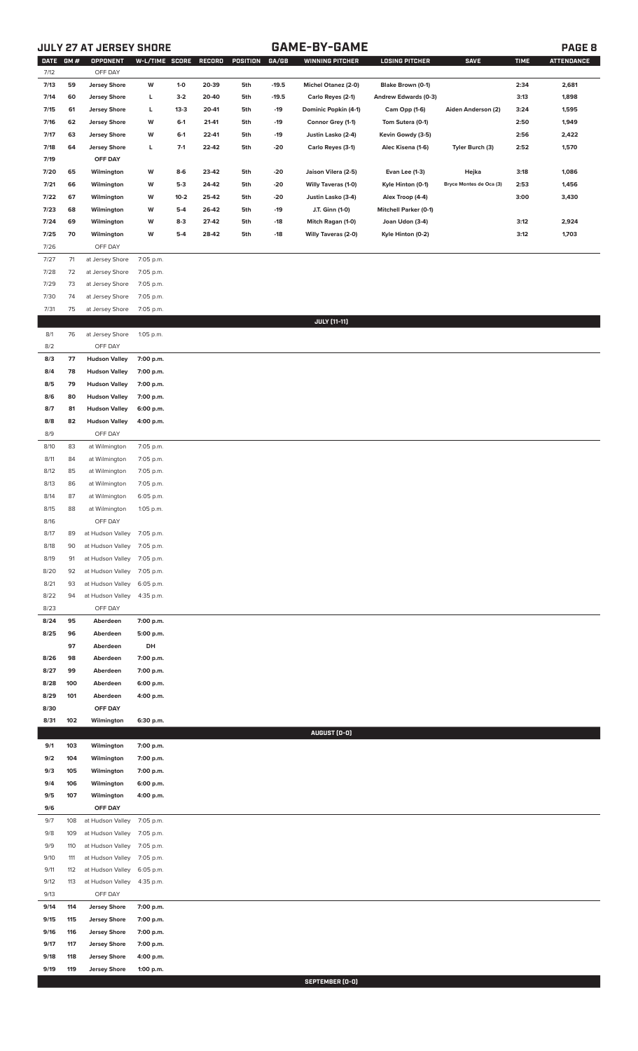## JULY 27 AT JERSEY SHORE — GAME-BY-GAME

| DATE | GM # | OPPONENT | W-L/TIME | SCORE | RECORD | POSITION | GA/GB | WINNING PITCHER | LOSING PITCHER | SAVE | TIME | ATTENDANCE |
|---|---|---|---|---|---|---|---|---|---|---|---|---|
| 7/12 | | OFF DAY | | | | | | | | | | |
| 7/13 | 59 | Jersey Shore | W | 1-0 | 20-39 | 5th | -19.5 | Michel Otanez (2-0) | Blake Brown (0-1) | | 2:34 | 2,681 |
| 7/14 | 60 | Jersey Shore | L | 3-2 | 20-40 | 5th | -19.5 | Carlo Reyes (2-1) | Andrew Edwards (0-3) | | 3:13 | 1,898 |
| 7/15 | 61 | Jersey Shore | L | 13-3 | 20-41 | 5th | -19 | Dominic Popkin (4-1) | Cam Opp (1-6) | Aiden Anderson (2) | 3:24 | 1,595 |
| 7/16 | 62 | Jersey Shore | W | 6-1 | 21-41 | 5th | -19 | Connor Grey (1-1) | Tom Sutera (0-1) | | 2:50 | 1,949 |
| 7/17 | 63 | Jersey Shore | W | 6-1 | 22-41 | 5th | -19 | Justin Lasko (2-4) | Kevin Gowdy (3-5) | | 2:56 | 2,422 |
| 7/18 | 64 | Jersey Shore | L | 7-1 | 22-42 | 5th | -20 | Carlo Reyes (3-1) | Alec Kisena (1-6) | Tyler Burch (3) | 2:52 | 1,570 |
| 7/19 | | OFF DAY | | | | | | | | | | |
| 7/20 | 65 | Wilmington | W | 8-6 | 23-42 | 5th | -20 | Jaison Vilera (2-5) | Evan Lee (1-3) | Hejka | 3:18 | 1,086 |
| 7/21 | 66 | Wilmington | W | 5-3 | 24-42 | 5th | -20 | Willy Taveras (1-0) | Kyle Hinton (0-1) | Bryce Montes de Oca (3) | 2:53 | 1,456 |
| 7/22 | 67 | Wilmington | W | 10-2 | 25-42 | 5th | -20 | Justin Lasko (3-4) | Alex Troop (4-4) | | 3:00 | 3,430 |
| 7/23 | 68 | Wilmington | W | 5-4 | 26-42 | 5th | -19 | J.T. Ginn (1-0) | Mitchell Parker (0-1) | | | |
| 7/24 | 69 | Wilmington | W | 8-3 | 27-42 | 5th | -18 | Mitch Ragan (1-0) | Joan Udon (3-4) | | 3:12 | 2,924 |
| 7/25 | 70 | Wilmington | W | 5-4 | 28-42 | 5th | -18 | Willy Taveras (2-0) | Kyle Hinton (0-2) | | 3:12 | 1,703 |
| 7/26 | | OFF DAY | | | | | | | | | | |
| 7/27 | 71 | at Jersey Shore | 7:05 p.m. | | | | | | | | | |
| 7/28 | 72 | at Jersey Shore | 7:05 p.m. | | | | | | | | | |
| 7/29 | 73 | at Jersey Shore | 7:05 p.m. | | | | | | | | | |
| 7/30 | 74 | at Jersey Shore | 7:05 p.m. | | | | | | | | | |
| 7/31 | 75 | at Jersey Shore | 7:05 p.m. | | | | | | | | | |
| | | | | | | | | JULY [11-11] | | | | |
| 8/1 | 76 | at Jersey Shore | 1:05 p.m. | | | | | | | | | |
| 8/2 | | OFF DAY | | | | | | | | | | |
| 8/3 | 77 | Hudson Valley | 7:00 p.m. | | | | | | | | | |
| 8/4 | 78 | Hudson Valley | 7:00 p.m. | | | | | | | | | |
| 8/5 | 79 | Hudson Valley | 7:00 p.m. | | | | | | | | | |
| 8/6 | 80 | Hudson Valley | 7:00 p.m. | | | | | | | | | |
| 8/7 | 81 | Hudson Valley | 6:00 p.m. | | | | | | | | | |
| 8/8 | 82 | Hudson Valley | 4:00 p.m. | | | | | | | | | |
| 8/9 | | OFF DAY | | | | | | | | | | |
| 8/10 | 83 | at Wilmington | 7:05 p.m. | | | | | | | | | |
| 8/11 | 84 | at Wilmington | 7:05 p.m. | | | | | | | | | |
| 8/12 | 85 | at Wilmington | 7:05 p.m. | | | | | | | | | |
| 8/13 | 86 | at Wilmington | 7:05 p.m. | | | | | | | | | |
| 8/14 | 87 | at Wilmington | 6:05 p.m. | | | | | | | | | |
| 8/15 | 88 | at Wilmington | 1:05 p.m. | | | | | | | | | |
| 8/16 | | OFF DAY | | | | | | | | | | |
| 8/17 | 89 | at Hudson Valley | 7:05 p.m. | | | | | | | | | |
| 8/18 | 90 | at Hudson Valley | 7:05 p.m. | | | | | | | | | |
| 8/19 | 91 | at Hudson Valley | 7:05 p.m. | | | | | | | | | |
| 8/20 | 92 | at Hudson Valley | 7:05 p.m. | | | | | | | | | |
| 8/21 | 93 | at Hudson Valley | 6:05 p.m. | | | | | | | | | |
| 8/22 | 94 | at Hudson Valley | 4:35 p.m. | | | | | | | | | |
| 8/23 | | OFF DAY | | | | | | | | | | |
| 8/24 | 95 | Aberdeen | 7:00 p.m. | | | | | | | | | |
| 8/25 | 96 | Aberdeen | 5:00 p.m. | | | | | | | | | |
| | 97 | Aberdeen | DH | | | | | | | | | |
| 8/26 | 98 | Aberdeen | 7:00 p.m. | | | | | | | | | |
| 8/27 | 99 | Aberdeen | 7:00 p.m. | | | | | | | | | |
| 8/28 | 100 | Aberdeen | 6:00 p.m. | | | | | | | | | |
| 8/29 | 101 | Aberdeen | 4:00 p.m. | | | | | | | | | |
| 8/30 | | OFF DAY | | | | | | | | | | |
| 8/31 | 102 | Wilmington | 6:30 p.m. | | | | | | | | | |
| | | | | | | | | AUGUST [0-0] | | | | |
| 9/1 | 103 | Wilmington | 7:00 p.m. | | | | | | | | | |
| 9/2 | 104 | Wilmington | 7:00 p.m. | | | | | | | | | |
| 9/3 | 105 | Wilmington | 7:00 p.m. | | | | | | | | | |
| 9/4 | 106 | Wilmington | 6:00 p.m. | | | | | | | | | |
| 9/5 | 107 | Wilmington | 4:00 p.m. | | | | | | | | | |
| 9/6 | | OFF DAY | | | | | | | | | | |
| 9/7 | 108 | at Hudson Valley | 7:05 p.m. | | | | | | | | | |
| 9/8 | 109 | at Hudson Valley | 7:05 p.m. | | | | | | | | | |
| 9/9 | 110 | at Hudson Valley | 7:05 p.m. | | | | | | | | | |
| 9/10 | 111 | at Hudson Valley | 7:05 p.m. | | | | | | | | | |
| 9/11 | 112 | at Hudson Valley | 6:05 p.m. | | | | | | | | | |
| 9/12 | 113 | at Hudson Valley | 4:35 p.m. | | | | | | | | | |
| 9/13 | | OFF DAY | | | | | | | | | | |
| 9/14 | 114 | Jersey Shore | 7:00 p.m. | | | | | | | | | |
| 9/15 | 115 | Jersey Shore | 7:00 p.m. | | | | | | | | | |
| 9/16 | 116 | Jersey Shore | 7:00 p.m. | | | | | | | | | |
| 9/17 | 117 | Jersey Shore | 7:00 p.m. | | | | | | | | | |
| 9/18 | 118 | Jersey Shore | 4:00 p.m. | | | | | | | | | |
| 9/19 | 119 | Jersey Shore | 1:00 p.m. | | | | | | | | | |
| | | | | | | | | SEPTEMBER [0-0] | | | | |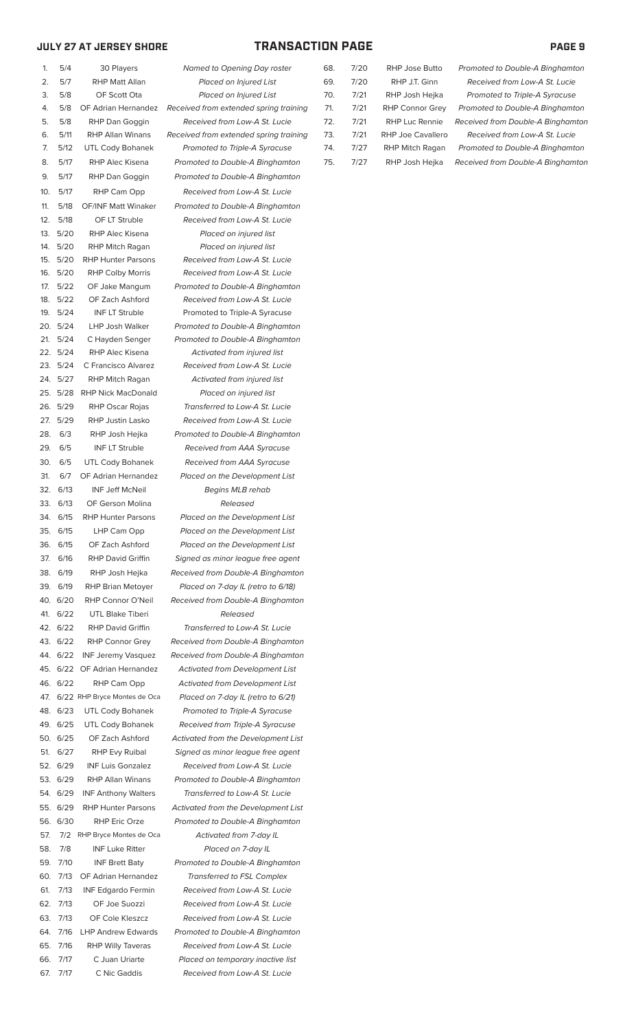# TRANSACTION PAGE

| | | | |
|---|---|---|---|
| 1. | 5/4 | 30 Players | *Named to Opening Day roster* |
| 2. | 5/7 | RHP Matt Allan | *Placed on Injured List* |
| 3. | 5/8 | OF Scott Ota | *Placed on Injured List* |
| 4. | 5/8 | OF Adrian Hernandez | *Received from extended spring training* |
| 5. | 5/8 | RHP Dan Goggin | *Received from Low-A St. Lucie* |
| 6. | 5/11 | RHP Allan Winans | *Received from extended spring training* |
| 7. | 5/12 | UTL Cody Bohanek | *Promoted to Triple-A Syracuse* |
| 8. | 5/17 | RHP Alec Kisena | *Promoted to Double-A Binghamton* |
| 9. | 5/17 | RHP Dan Goggin | *Promoted to Double-A Binghamton* |
| 10. | 5/17 | RHP Cam Opp | *Received from Low-A St. Lucie* |
| 11. | 5/18 | OF/INF Matt Winaker | *Promoted to Double-A Binghamton* |
| 12. | 5/18 | OF LT Struble | *Received from Low-A St. Lucie* |
| 13. | 5/20 | RHP Alec Kisena | *Placed on injured list* |
| 14. | 5/20 | RHP Mitch Ragan | *Placed on injured list* |
| 15. | 5/20 | RHP Hunter Parsons | *Received from Low-A St. Lucie* |
| 16. | 5/20 | RHP Colby Morris | *Received from Low-A St. Lucie* |
| 17. | 5/22 | OF Jake Mangum | *Promoted to Double-A Binghamton* |
| 18. | 5/22 | OF Zach Ashford | *Received from Low-A St. Lucie* |
| 19. | 5/24 | INF LT Struble | Promoted to Triple-A Syracuse |
| 20. | 5/24 | LHP Josh Walker | *Promoted to Double-A Binghamton* |
| 21. | 5/24 | C Hayden Senger | *Promoted to Double-A Binghamton* |
| 22. | 5/24 | RHP Alec Kisena | *Activated from injured list* |
| 23. | 5/24 | C Francisco Alvarez | *Received from Low-A St. Lucie* |
| 24. | 5/27 | RHP Mitch Ragan | *Activated from injured list* |
| 25. | 5/28 | RHP Nick MacDonald | *Placed on injured list* |
| 26. | 5/29 | RHP Oscar Rojas | *Transferred to Low-A St. Lucie* |
| 27. | 5/29 | RHP Justin Lasko | *Received from Low-A St. Lucie* |
| 28. | 6/3 | RHP Josh Hejka | *Promoted to Double-A Binghamton* |
| 29. | 6/5 | INF LT Struble | *Received from AAA Syracuse* |
| 30. | 6/5 | UTL Cody Bohanek | *Received from AAA Syracuse* |
| 31. | 6/7 | OF Adrian Hernandez | *Placed on the Development List* |
| 32. | 6/13 | INF Jeff McNeil | *Begins MLB rehab* |
| 33. | 6/13 | OF Gerson Molina | *Released* |
| 34. | 6/15 | RHP Hunter Parsons | *Placed on the Development List* |
| 35. | 6/15 | LHP Cam Opp | *Placed on the Development List* |
| 36. | 6/15 | OF Zach Ashford | *Placed on the Development List* |
| 37. | 6/16 | RHP David Griffin | *Signed as minor league free agent* |
| 38. | 6/19 | RHP Josh Hejka | *Received from Double-A Binghamton* |
| 39. | 6/19 | RHP Brian Metoyer | *Placed on 7-day IL (retro to 6/18)* |
| 40. | 6/20 | RHP Connor O'Neil | *Received from Double-A Binghamton* |
| 41. | 6/22 | UTL Blake Tiberi | *Released* |
| 42. | 6/22 | RHP David Griffin | *Transferred to Low-A St. Lucie* |
| 43. | 6/22 | RHP Connor Grey | *Received from Double-A Binghamton* |
| 44. | 6/22 | INF Jeremy Vasquez | *Received from Double-A Binghamton* |
| 45. | 6/22 | OF Adrian Hernandez | *Activated from Development List* |
| 46. | 6/22 | RHP Cam Opp | *Activated from Development List* |
| 47. | 6/22 | RHP Bryce Montes de Oca | *Placed on 7-day IL (retro to 6/21)* |
| 48. | 6/23 | UTL Cody Bohanek | *Promoted to Triple-A Syracuse* |
| 49. | 6/25 | UTL Cody Bohanek | *Received from Triple-A Syracuse* |
| 50. | 6/25 | OF Zach Ashford | *Activated from the Development List* |
| 51. | 6/27 | RHP Evy Ruibal | *Signed as minor league free agent* |
| 52. | 6/29 | INF Luis Gonzalez | *Received from Low-A St. Lucie* |
| 53. | 6/29 | RHP Allan Winans | *Promoted to Double-A Binghamton* |
| 54. | 6/29 | INF Anthony Walters | *Transferred to Low-A St. Lucie* |
| 55. | 6/29 | RHP Hunter Parsons | *Activated from the Development List* |
| 56. | 6/30 | RHP Eric Orze | *Promoted to Double-A Binghamton* |
| 57. | 7/2 | RHP Bryce Montes de Oca | *Activated from 7-day IL* |
| 58. | 7/8 | INF Luke Ritter | *Placed on 7-day IL* |
| 59. | 7/10 | INF Brett Baty | *Promoted to Double-A Binghamton* |
| 60. | 7/13 | OF Adrian Hernandez | *Transferred to FSL Complex* |
| 61. | 7/13 | INF Edgardo Fermin | *Received from Low-A St. Lucie* |
| 62. | 7/13 | OF Joe Suozzi | *Received from Low-A St. Lucie* |
| 63. | 7/13 | OF Cole Kleszcz | *Received from Low-A St. Lucie* |
| 64. | 7/16 | LHP Andrew Edwards | *Promoted to Double-A Binghamton* |
| 65. | 7/16 | RHP Willy Taveras | *Received from Low-A St. Lucie* |
| 66. | 7/17 | C Juan Uriarte | *Placed on temporary inactive list* |
| 67. | 7/17 | C Nic Gaddis | *Received from Low-A St. Lucie* |
| 68. | 7/20 | RHP Jose Butto | *Promoted to Double-A Binghamton* |
| 69. | 7/20 | RHP J.T. Ginn | *Received from Low-A St. Lucie* |
| 70. | 7/21 | RHP Josh Hejka | *Promoted to Triple-A Syracuse* |
| 71. | 7/21 | RHP Connor Grey | *Promoted to Double-A Binghamton* |
| 72. | 7/21 | RHP Luc Rennie | *Received from Double-A Binghamton* |
| 73. | 7/21 | RHP Joe Cavallero | *Received from Low-A St. Lucie* |
| 74. | 7/27 | RHP Mitch Ragan | *Promoted to Double-A Binghamton* |
| 75. | 7/27 | RHP Josh Hejka | *Received from Double-A Binghamton* |